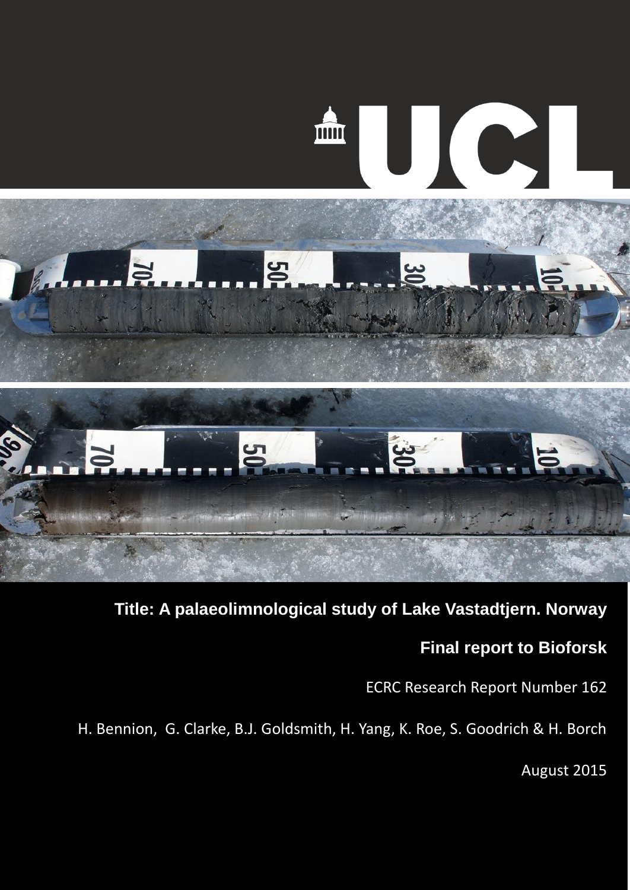UCL

**Title: A palaeolimnological study of Lake Vastadtjern. Norway**

**Final report to Bioforsk**

ECRC Research Report Number 162

H. Bennion, G. Clarke, B.J. Goldsmith, H. Yang, K. Roe, S. Goodrich & H. Borch

August 2015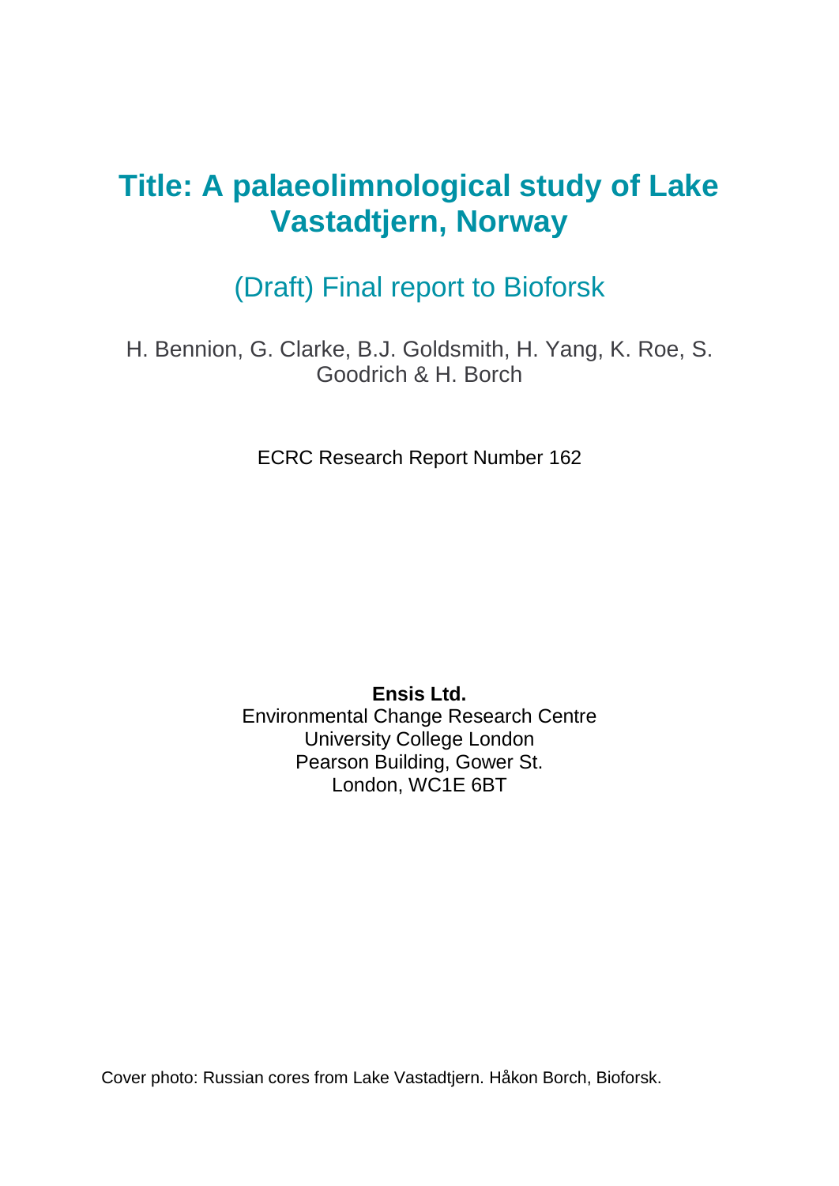# Title: A palaeolimnological study of Lake Vastadtjern, Norway

## (Draft) Final report to Bioforsk

H. Bennion, G. Clarke, B.J. Goldsmith, H. Yang, K. Roe, S. Goodrich & H. Borch

ECRC Research Report Number 162

**Ensis Ltd.**
Environmental Change Research Centre
University College London
Pearson Building, Gower St.
London, WC1E 6BT

Cover photo: Russian cores from Lake Vastadtjern. Håkon Borch, Bioforsk.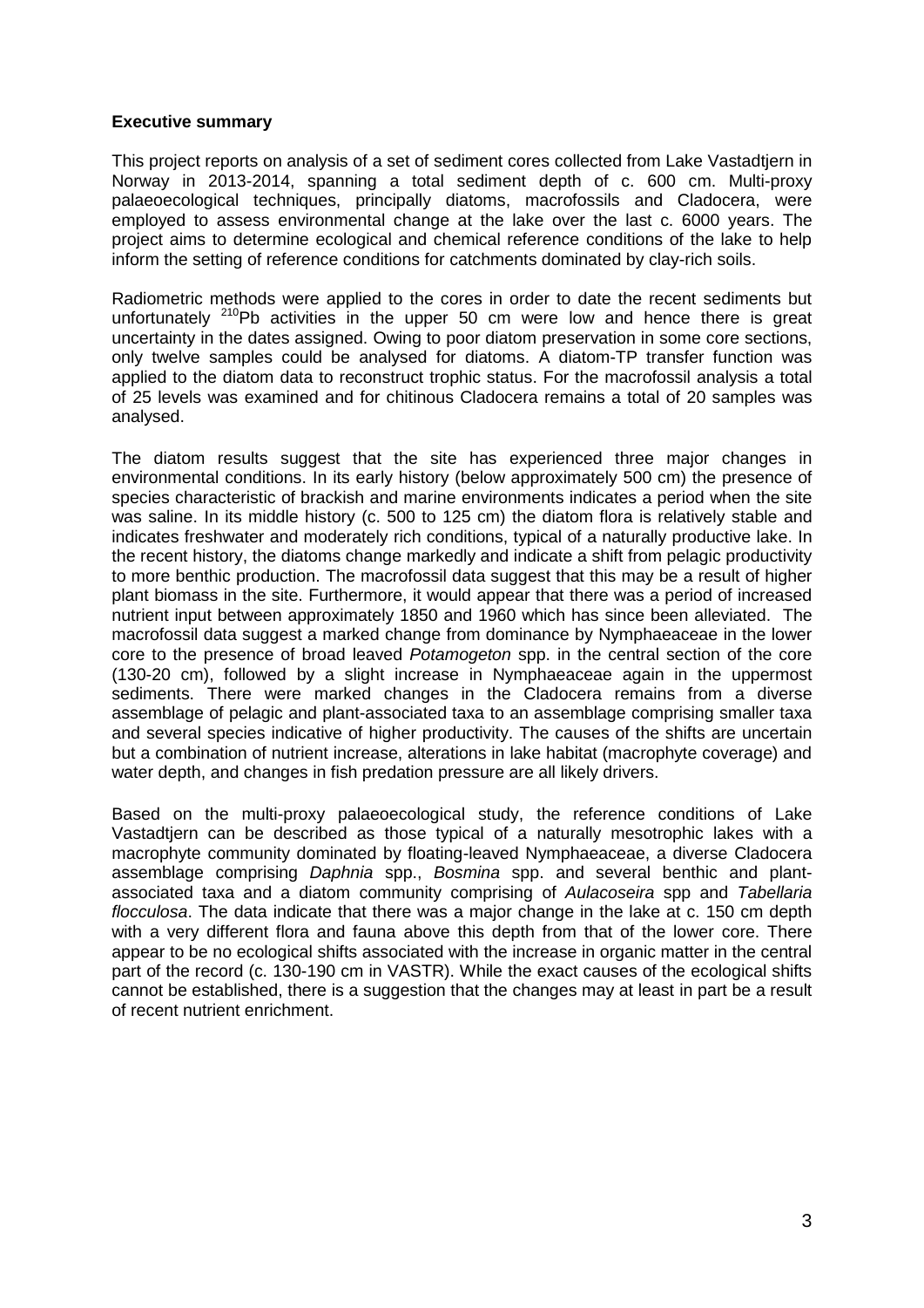**Executive summary**

This project reports on analysis of a set of sediment cores collected from Lake Vastadtjern in Norway in 2013-2014, spanning a total sediment depth of c. 600 cm. Multi-proxy palaeoecological techniques, principally diatoms, macrofossils and Cladocera, were employed to assess environmental change at the lake over the last c. 6000 years. The project aims to determine ecological and chemical reference conditions of the lake to help inform the setting of reference conditions for catchments dominated by clay-rich soils.

Radiometric methods were applied to the cores in order to date the recent sediments but unfortunately $^{210}Pb$ activities in the upper 50 cm were low and hence there is great uncertainty in the dates assigned. Owing to poor diatom preservation in some core sections, only twelve samples could be analysed for diatoms. A diatom-TP transfer function was applied to the diatom data to reconstruct trophic status. For the macrofossil analysis a total of 25 levels was examined and for chitinous Cladocera remains a total of 20 samples was analysed.

The diatom results suggest that the site has experienced three major changes in environmental conditions. In its early history (below approximately 500 cm) the presence of species characteristic of brackish and marine environments indicates a period when the site was saline. In its middle history (c. 500 to 125 cm) the diatom flora is relatively stable and indicates freshwater and moderately rich conditions, typical of a naturally productive lake. In the recent history, the diatoms change markedly and indicate a shift from pelagic productivity to more benthic production. The macrofossil data suggest that this may be a result of higher plant biomass in the site. Furthermore, it would appear that there was a period of increased nutrient input between approximately 1850 and 1960 which has since been alleviated. The macrofossil data suggest a marked change from dominance by Nymphaeaceae in the lower core to the presence of broad leaved *Potamogeton* spp. in the central section of the core (130-20 cm), followed by a slight increase in Nymphaeaceae again in the uppermost sediments. There were marked changes in the Cladocera remains from a diverse assemblage of pelagic and plant-associated taxa to an assemblage comprising smaller taxa and several species indicative of higher productivity. The causes of the shifts are uncertain but a combination of nutrient increase, alterations in lake habitat (macrophyte coverage) and water depth, and changes in fish predation pressure are all likely drivers.

Based on the multi-proxy palaeoecological study, the reference conditions of Lake Vastadtjern can be described as those typical of a naturally mesotrophic lakes with a macrophyte community dominated by floating-leaved Nymphaeaceae, a diverse Cladocera assemblage comprising *Daphnia* spp., *Bosmina* spp. and several benthic and plant-associated taxa and a diatom community comprising of *Aulacoseira* spp and *Tabellaria flocculosa*. The data indicate that there was a major change in the lake at c. 150 cm depth with a very different flora and fauna above this depth from that of the lower core. There appear to be no ecological shifts associated with the increase in organic matter in the central part of the record (c. 130-190 cm in VASTR). While the exact causes of the ecological shifts cannot be established, there is a suggestion that the changes may at least in part be a result of recent nutrient enrichment.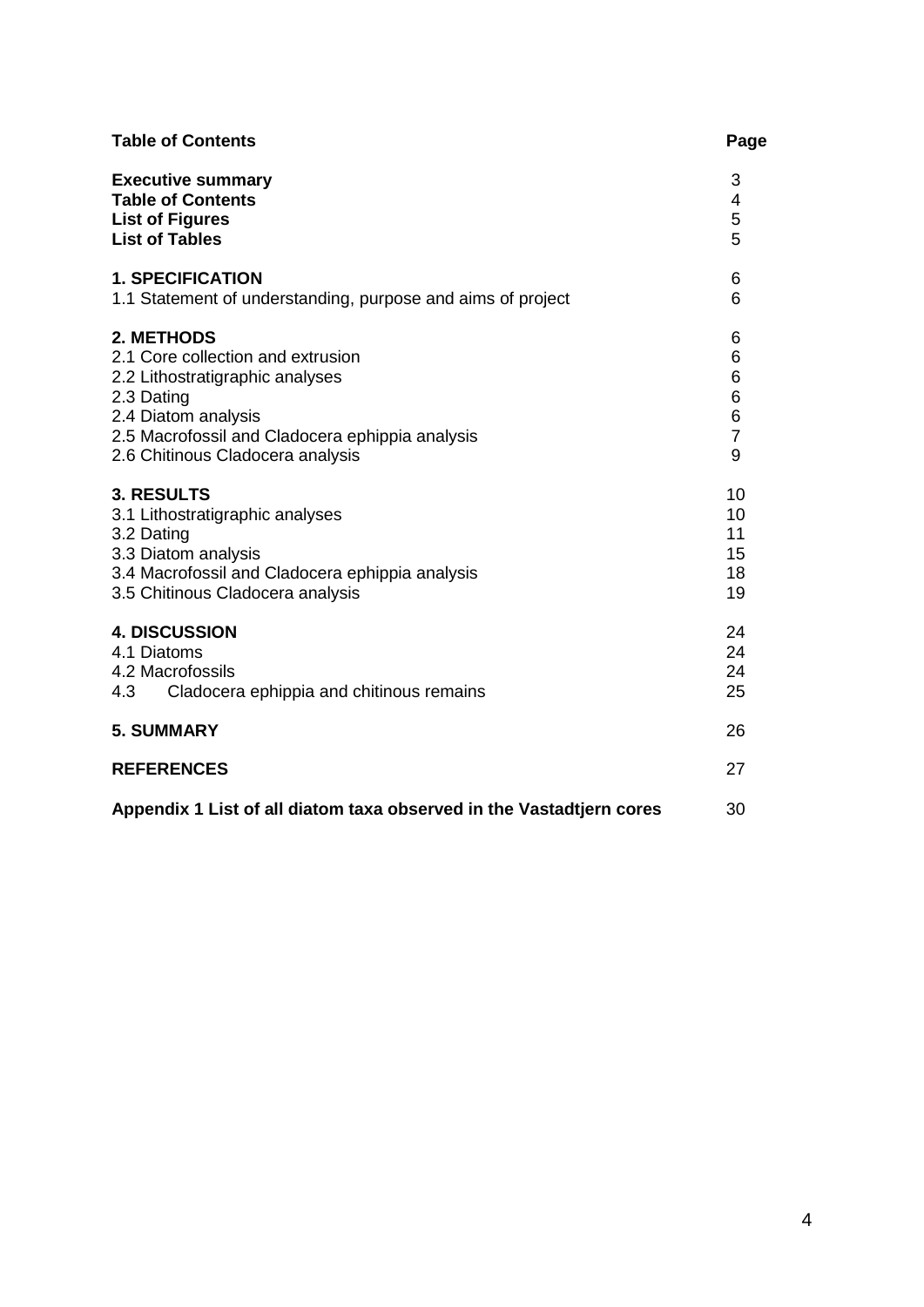| **Table of Contents** | **Page** |
|---|---|
| **Executive summary** | 3 |
| **Table of Contents** | 4 |
| **List of Figures** | 5 |
| **List of Tables** | 5 |
| | |
| **1. SPECIFICATION** | 6 |
| 1.1 Statement of understanding, purpose and aims of project | 6 |
| | |
| **2. METHODS** | 6 |
| 2.1 Core collection and extrusion | 6 |
| 2.2 Lithostratigraphic analyses | 6 |
| 2.3 Dating | 6 |
| 2.4 Diatom analysis | 6 |
| 2.5 Macrofossil and Cladocera ephippia analysis | 7 |
| 2.6 Chitinous Cladocera analysis | 9 |
| | |
| **3. RESULTS** | 10 |
| 3.1 Lithostratigraphic analyses | 10 |
| 3.2 Dating | 11 |
| 3.3 Diatom analysis | 15 |
| 3.4 Macrofossil and Cladocera ephippia analysis | 18 |
| 3.5 Chitinous Cladocera analysis | 19 |
| | |
| **4. DISCUSSION** | 24 |
| 4.1 Diatoms | 24 |
| 4.2 Macrofossils | 24 |
| 4.3 Cladocera ephippia and chitinous remains | 25 |
| | |
| **5. SUMMARY** | 26 |
| | |
| **REFERENCES** | 27 |
| | |
| **Appendix 1 List of all diatom taxa observed in the Vastadtjern cores** | 30 |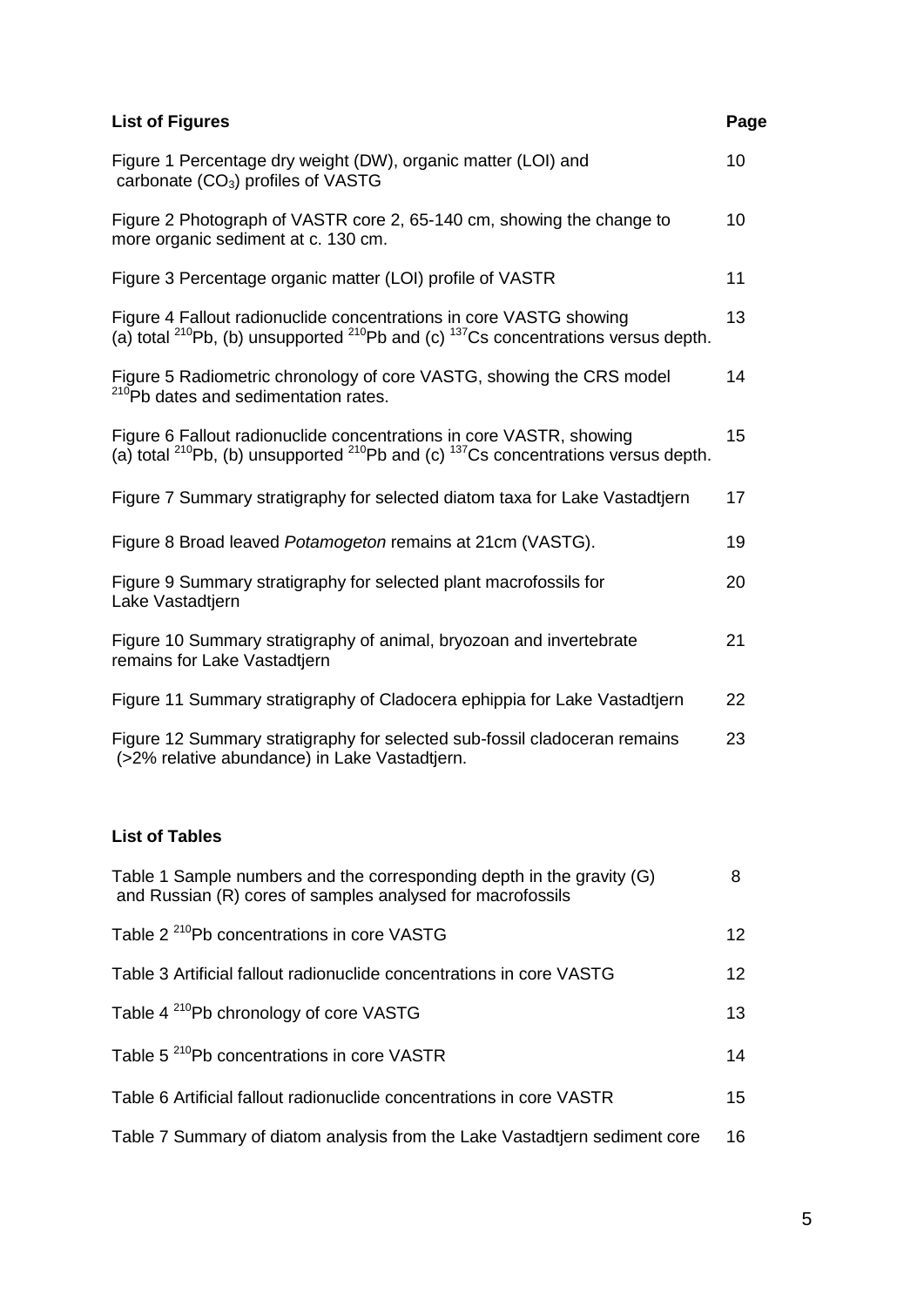## List of Figures

| List of Figures | Page |
|---|---|
| Figure 1 Percentage dry weight (DW), organic matter (LOI) and carbonate ($CO_3$) profiles of VASTG | 10 |
| Figure 2 Photograph of VASTR core 2, 65-140 cm, showing the change to more organic sediment at c. 130 cm. | 10 |
| Figure 3 Percentage organic matter (LOI) profile of VASTR | 11 |
| Figure 4 Fallout radionuclide concentrations in core VASTG showing (a) total $^{210}$Pb, (b) unsupported $^{210}$Pb and (c) $^{137}$Cs concentrations versus depth. | 13 |
| Figure 5 Radiometric chronology of core VASTG, showing the CRS model $^{210}$Pb dates and sedimentation rates. | 14 |
| Figure 6 Fallout radionuclide concentrations in core VASTR, showing (a) total $^{210}$Pb, (b) unsupported $^{210}$Pb and (c) $^{137}$Cs concentrations versus depth. | 15 |
| Figure 7 Summary stratigraphy for selected diatom taxa for Lake Vastadtjern | 17 |
| Figure 8 Broad leaved *Potamogeton* remains at 21cm (VASTG). | 19 |
| Figure 9 Summary stratigraphy for selected plant macrofossils for Lake Vastadtjern | 20 |
| Figure 10 Summary stratigraphy of animal, bryozoan and invertebrate remains for Lake Vastadtjern | 21 |
| Figure 11 Summary stratigraphy of Cladocera ephippia for Lake Vastadtjern | 22 |
| Figure 12 Summary stratigraphy for selected sub-fossil cladoceran remains (>2% relative abundance) in Lake Vastadtjern. | 23 |

## List of Tables

| List of Tables | Page |
|---|---|
| Table 1 Sample numbers and the corresponding depth in the gravity (G) and Russian (R) cores of samples analysed for macrofossils | 8 |
| Table 2 $^{210}$Pb concentrations in core VASTG | 12 |
| Table 3 Artificial fallout radionuclide concentrations in core VASTG | 12 |
| Table 4 $^{210}$Pb chronology of core VASTG | 13 |
| Table 5 $^{210}$Pb concentrations in core VASTR | 14 |
| Table 6 Artificial fallout radionuclide concentrations in core VASTR | 15 |
| Table 7 Summary of diatom analysis from the Lake Vastadtjern sediment core | 16 |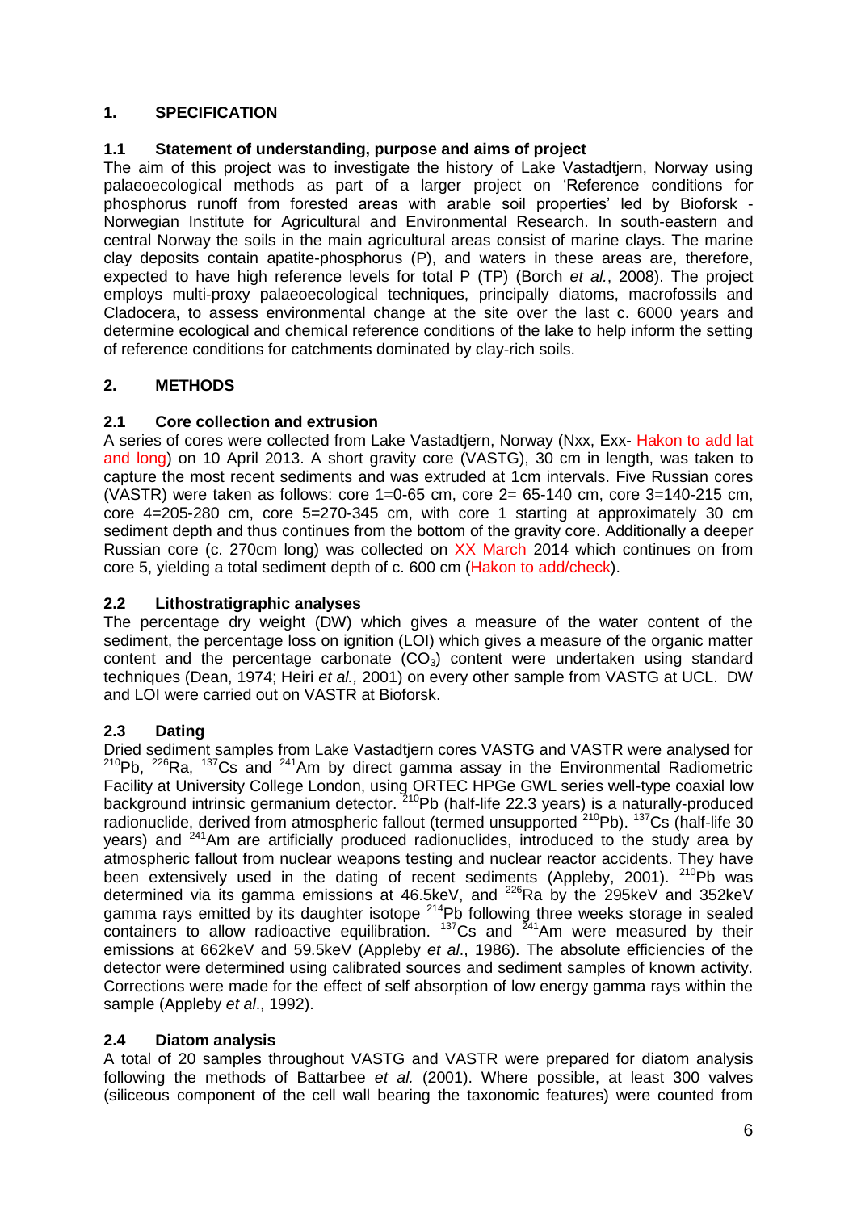## 1. SPECIFICATION

### 1.1 Statement of understanding, purpose and aims of project

The aim of this project was to investigate the history of Lake Vastadtjern, Norway using palaeoecological methods as part of a larger project on 'Reference conditions for phosphorus runoff from forested areas with arable soil properties' led by Bioforsk - Norwegian Institute for Agricultural and Environmental Research. In south-eastern and central Norway the soils in the main agricultural areas consist of marine clays. The marine clay deposits contain apatite-phosphorus (P), and waters in these areas are, therefore, expected to have high reference levels for total P (TP) (Borch *et al.*, 2008). The project employs multi-proxy palaeoecological techniques, principally diatoms, macrofossils and Cladocera, to assess environmental change at the site over the last c. 6000 years and determine ecological and chemical reference conditions of the lake to help inform the setting of reference conditions for catchments dominated by clay-rich soils.

## 2. METHODS

### 2.1 Core collection and extrusion

A series of cores were collected from Lake Vastadtjern, Norway (Nxx, Exx- Hakon to add lat and long) on 10 April 2013. A short gravity core (VASTG), 30 cm in length, was taken to capture the most recent sediments and was extruded at 1cm intervals. Five Russian cores (VASTR) were taken as follows: core 1=0-65 cm, core 2= 65-140 cm, core 3=140-215 cm, core 4=205-280 cm, core 5=270-345 cm, with core 1 starting at approximately 30 cm sediment depth and thus continues from the bottom of the gravity core. Additionally a deeper Russian core (c. 270cm long) was collected on XX March 2014 which continues on from core 5, yielding a total sediment depth of c. 600 cm (Hakon to add/check).

### 2.2 Lithostratigraphic analyses

The percentage dry weight (DW) which gives a measure of the water content of the sediment, the percentage loss on ignition (LOI) which gives a measure of the organic matter content and the percentage carbonate ($CO_3$) content were undertaken using standard techniques (Dean, 1974; Heiri *et al.,* 2001) on every other sample from VASTG at UCL. DW and LOI were carried out on VASTR at Bioforsk.

### 2.3 Dating

Dried sediment samples from Lake Vastadtjern cores VASTG and VASTR were analysed for $^{210}$Pb, $^{226}$Ra, $^{137}$Cs and $^{241}$Am by direct gamma assay in the Environmental Radiometric Facility at University College London, using ORTEC HPGe GWL series well-type coaxial low background intrinsic germanium detector. $^{210}$Pb (half-life 22.3 years) is a naturally-produced radionuclide, derived from atmospheric fallout (termed unsupported $^{210}$Pb). $^{137}$Cs (half-life 30 years) and $^{241}$Am are artificially produced radionuclides, introduced to the study area by atmospheric fallout from nuclear weapons testing and nuclear reactor accidents. They have been extensively used in the dating of recent sediments (Appleby, 2001). $^{210}$Pb was determined via its gamma emissions at 46.5keV, and $^{226}$Ra by the 295keV and 352keV gamma rays emitted by its daughter isotope $^{214}$Pb following three weeks storage in sealed containers to allow radioactive equilibration. $^{137}$Cs and $^{241}$Am were measured by their emissions at 662keV and 59.5keV (Appleby *et al*., 1986). The absolute efficiencies of the detector were determined using calibrated sources and sediment samples of known activity. Corrections were made for the effect of self absorption of low energy gamma rays within the sample (Appleby *et al*., 1992).

### 2.4 Diatom analysis

A total of 20 samples throughout VASTG and VASTR were prepared for diatom analysis following the methods of Battarbee *et al.* (2001). Where possible, at least 300 valves (siliceous component of the cell wall bearing the taxonomic features) were counted from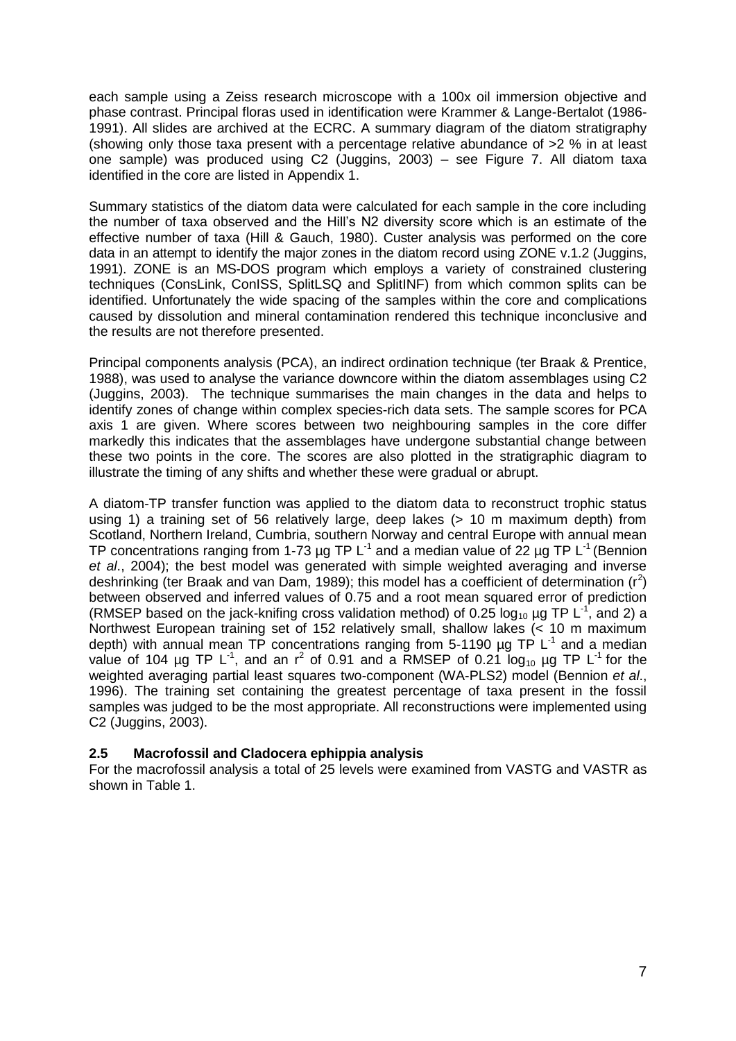each sample using a Zeiss research microscope with a 100x oil immersion objective and phase contrast. Principal floras used in identification were Krammer & Lange-Bertalot (1986-1991). All slides are archived at the ECRC. A summary diagram of the diatom stratigraphy (showing only those taxa present with a percentage relative abundance of >2 % in at least one sample) was produced using C2 (Juggins, 2003) – see Figure 7. All diatom taxa identified in the core are listed in Appendix 1.

Summary statistics of the diatom data were calculated for each sample in the core including the number of taxa observed and the Hill's N2 diversity score which is an estimate of the effective number of taxa (Hill & Gauch, 1980). Custer analysis was performed on the core data in an attempt to identify the major zones in the diatom record using ZONE v.1.2 (Juggins, 1991). ZONE is an MS-DOS program which employs a variety of constrained clustering techniques (ConsLink, ConISS, SplitLSQ and SplitINF) from which common splits can be identified. Unfortunately the wide spacing of the samples within the core and complications caused by dissolution and mineral contamination rendered this technique inconclusive and the results are not therefore presented.

Principal components analysis (PCA), an indirect ordination technique (ter Braak & Prentice, 1988), was used to analyse the variance downcore within the diatom assemblages using C2 (Juggins, 2003). The technique summarises the main changes in the data and helps to identify zones of change within complex species-rich data sets. The sample scores for PCA axis 1 are given. Where scores between two neighbouring samples in the core differ markedly this indicates that the assemblages have undergone substantial change between these two points in the core. The scores are also plotted in the stratigraphic diagram to illustrate the timing of any shifts and whether these were gradual or abrupt.

A diatom-TP transfer function was applied to the diatom data to reconstruct trophic status using 1) a training set of 56 relatively large, deep lakes (> 10 m maximum depth) from Scotland, Northern Ireland, Cumbria, southern Norway and central Europe with annual mean TP concentrations ranging from 1-73 µg TP $L^{-1}$ and a median value of 22 µg TP $L^{-1}$ (Bennion *et al*., 2004); the best model was generated with simple weighted averaging and inverse deshrinking (ter Braak and van Dam, 1989); this model has a coefficient of determination ($r^2$) between observed and inferred values of 0.75 and a root mean squared error of prediction (RMSEP based on the jack-knifing cross validation method) of 0.25 $\log_{10}$ µg TP $L^{-1}$, and 2) a Northwest European training set of 152 relatively small, shallow lakes (< 10 m maximum depth) with annual mean TP concentrations ranging from 5-1190 µg TP $L^{-1}$ and a median value of 104 µg TP $L^{-1}$, and an $r^2$ of 0.91 and a RMSEP of 0.21 $\log_{10}$ µg TP $L^{-1}$ for the weighted averaging partial least squares two-component (WA-PLS2) model (Bennion *et al*., 1996). The training set containing the greatest percentage of taxa present in the fossil samples was judged to be the most appropriate. All reconstructions were implemented using C2 (Juggins, 2003).

### 2.5 Macrofossil and Cladocera ephippia analysis

For the macrofossil analysis a total of 25 levels were examined from VASTG and VASTR as shown in Table 1.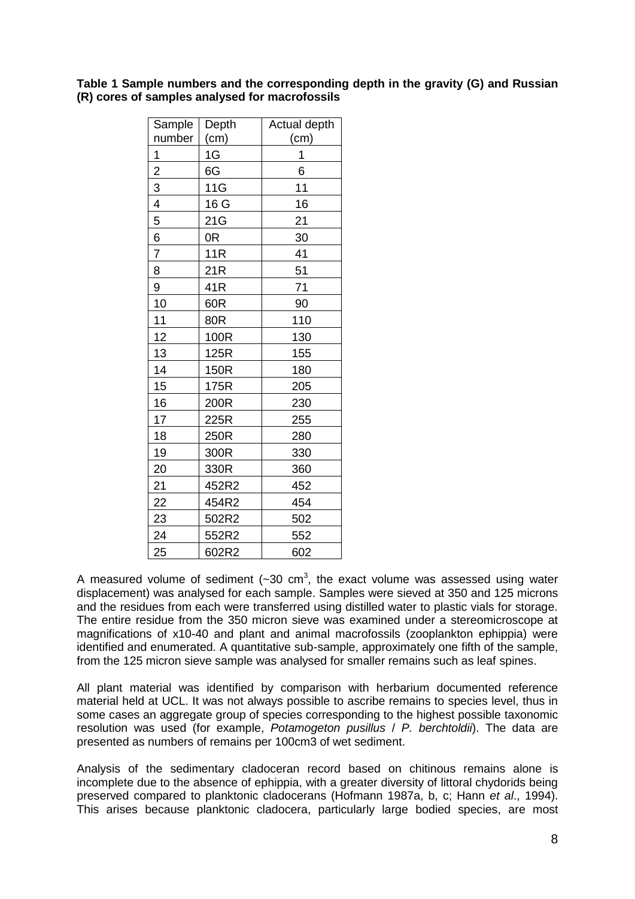**Table 1 Sample numbers and the corresponding depth in the gravity (G) and Russian (R) cores of samples analysed for macrofossils**

| Sample number | Depth (cm) | Actual depth (cm) |
|---|---|---|
| 1 | 1G | 1 |
| 2 | 6G | 6 |
| 3 | 11G | 11 |
| 4 | 16 G | 16 |
| 5 | 21G | 21 |
| 6 | 0R | 30 |
| 7 | 11R | 41 |
| 8 | 21R | 51 |
| 9 | 41R | 71 |
| 10 | 60R | 90 |
| 11 | 80R | 110 |
| 12 | 100R | 130 |
| 13 | 125R | 155 |
| 14 | 150R | 180 |
| 15 | 175R | 205 |
| 16 | 200R | 230 |
| 17 | 225R | 255 |
| 18 | 250R | 280 |
| 19 | 300R | 330 |
| 20 | 330R | 360 |
| 21 | 452R2 | 452 |
| 22 | 454R2 | 454 |
| 23 | 502R2 | 502 |
| 24 | 552R2 | 552 |
| 25 | 602R2 | 602 |

A measured volume of sediment (~30 $cm^3$, the exact volume was assessed using water displacement) was analysed for each sample. Samples were sieved at 350 and 125 microns and the residues from each were transferred using distilled water to plastic vials for storage. The entire residue from the 350 micron sieve was examined under a stereomicroscope at magnifications of x10-40 and plant and animal macrofossils (zooplankton ephippia) were identified and enumerated. A quantitative sub-sample, approximately one fifth of the sample, from the 125 micron sieve sample was analysed for smaller remains such as leaf spines.

All plant material was identified by comparison with herbarium documented reference material held at UCL. It was not always possible to ascribe remains to species level, thus in some cases an aggregate group of species corresponding to the highest possible taxonomic resolution was used (for example, *Potamogeton pusillus* / *P. berchtoldii*). The data are presented as numbers of remains per 100cm3 of wet sediment.

Analysis of the sedimentary cladoceran record based on chitinous remains alone is incomplete due to the absence of ephippia, with a greater diversity of littoral chydorids being preserved compared to planktonic cladocerans (Hofmann 1987a, b, c; Hann *et al*., 1994). This arises because planktonic cladocera, particularly large bodied species, are most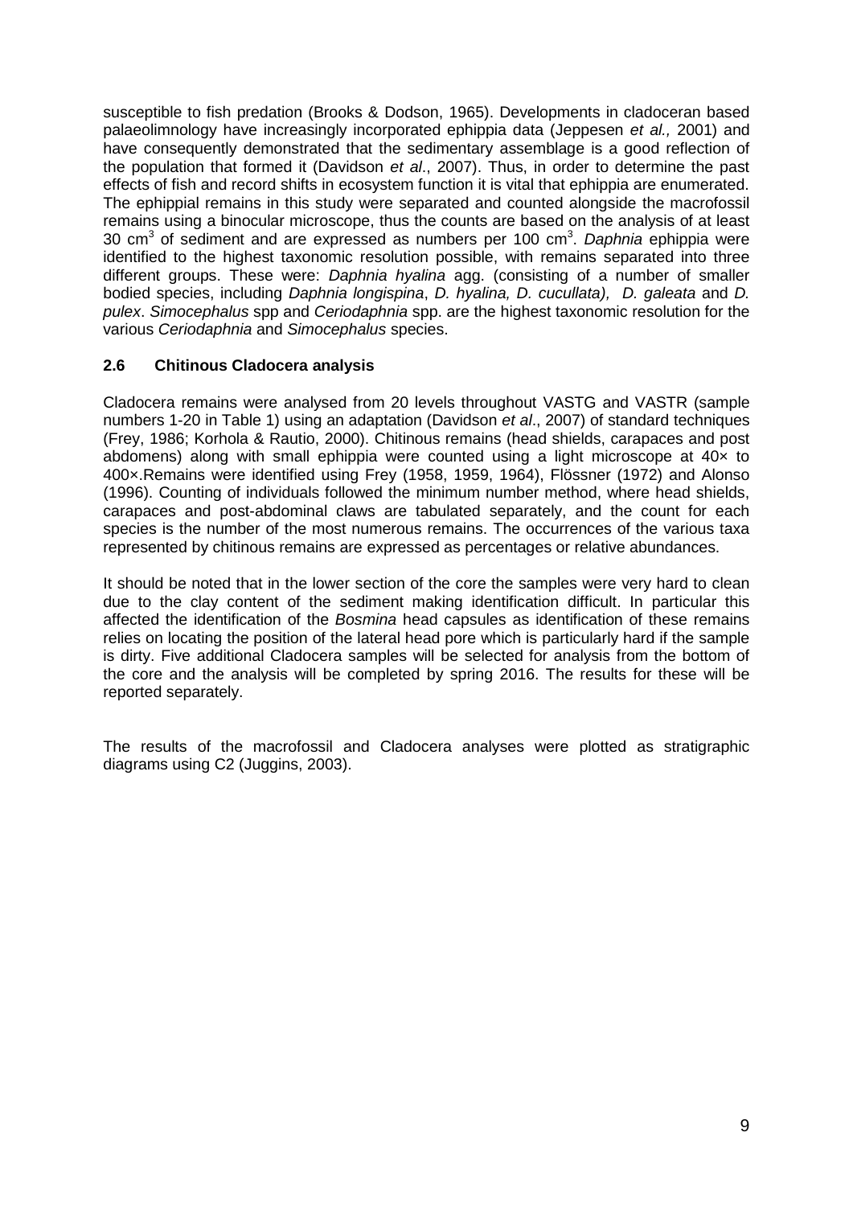susceptible to fish predation (Brooks & Dodson, 1965). Developments in cladoceran based palaeolimnology have increasingly incorporated ephippia data (Jeppesen *et al.,* 2001) and have consequently demonstrated that the sedimentary assemblage is a good reflection of the population that formed it (Davidson *et al*., 2007). Thus, in order to determine the past effects of fish and record shifts in ecosystem function it is vital that ephippia are enumerated. The ephippial remains in this study were separated and counted alongside the macrofossil remains using a binocular microscope, thus the counts are based on the analysis of at least 30 $cm^3$ of sediment and are expressed as numbers per 100 $cm^3$. *Daphnia* ephippia were identified to the highest taxonomic resolution possible, with remains separated into three different groups. These were: *Daphnia hyalina* agg. (consisting of a number of smaller bodied species, including *Daphnia longispina*, *D. hyalina, D. cucullata),* *D. galeata* and *D. pulex*. *Simocephalus* spp and *Ceriodaphnia* spp. are the highest taxonomic resolution for the various *Ceriodaphnia* and *Simocephalus* species.

### 2.6 Chitinous Cladocera analysis

Cladocera remains were analysed from 20 levels throughout VASTG and VASTR (sample numbers 1-20 in Table 1) using an adaptation (Davidson *et al*., 2007) of standard techniques (Frey, 1986; Korhola & Rautio, 2000). Chitinous remains (head shields, carapaces and post abdomens) along with small ephippia were counted using a light microscope at 40× to 400×.Remains were identified using Frey (1958, 1959, 1964), Flössner (1972) and Alonso (1996). Counting of individuals followed the minimum number method, where head shields, carapaces and post-abdominal claws are tabulated separately, and the count for each species is the number of the most numerous remains. The occurrences of the various taxa represented by chitinous remains are expressed as percentages or relative abundances.

It should be noted that in the lower section of the core the samples were very hard to clean due to the clay content of the sediment making identification difficult. In particular this affected the identification of the *Bosmina* head capsules as identification of these remains relies on locating the position of the lateral head pore which is particularly hard if the sample is dirty. Five additional Cladocera samples will be selected for analysis from the bottom of the core and the analysis will be completed by spring 2016. The results for these will be reported separately.

The results of the macrofossil and Cladocera analyses were plotted as stratigraphic diagrams using C2 (Juggins, 2003).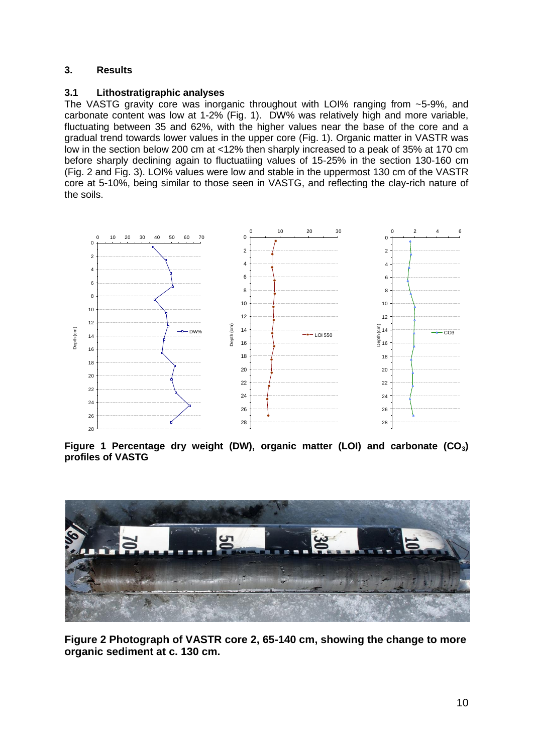## 3. Results

### 3.1 Lithostratigraphic analyses

The VASTG gravity core was inorganic throughout with LOI% ranging from ~5-9%, and carbonate content was low at 1-2% (Fig. 1). DW% was relatively high and more variable, fluctuating between 35 and 62%, with the higher values near the base of the core and a gradual trend towards lower values in the upper core (Fig. 1). Organic matter in VASTR was low in the section below 200 cm at <12% then sharply increased to a peak of 35% at 170 cm before sharply declining again to fluctuatiing values of 15-25% in the section 130-160 cm (Fig. 2 and Fig. 3). LOI% values were low and stable in the uppermost 130 cm of the VASTR core at 5-10%, being similar to those seen in VASTG, and reflecting the clay-rich nature of the soils.

**Figure 1 Percentage dry weight (DW), organic matter (LOI) and carbonate ($CO_3$) profiles of VASTG**

**Figure 2 Photograph of VASTR core 2, 65-140 cm, showing the change to more organic sediment at c. 130 cm.**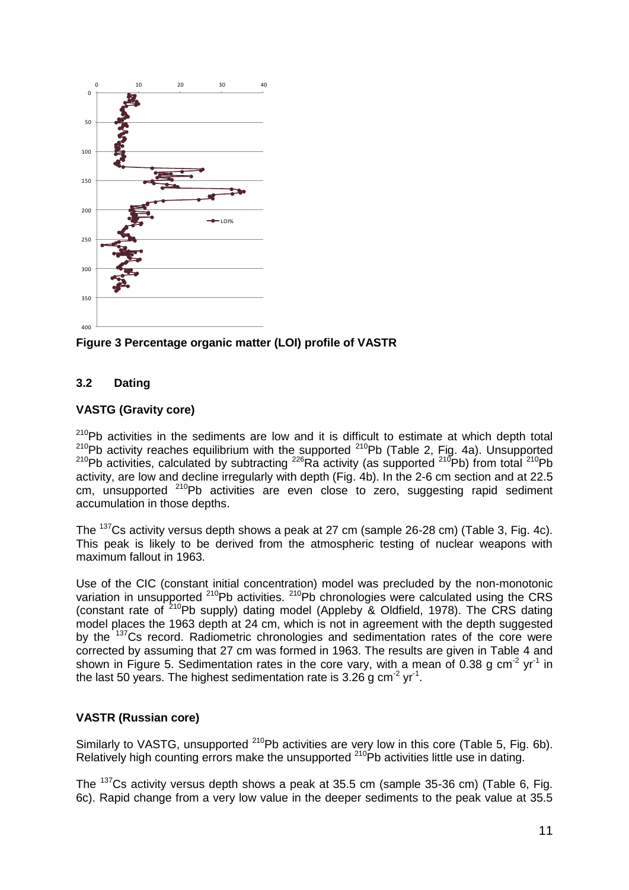**Figure 3 Percentage organic matter (LOI) profile of VASTR**

## 3.2 Dating

### VASTG (Gravity core)

$^{210}$Pb activities in the sediments are low and it is difficult to estimate at which depth total $^{210}$Pb activity reaches equilibrium with the supported $^{210}$Pb (Table 2, Fig. 4a). Unsupported $^{210}$Pb activities, calculated by subtracting $^{226}$Ra activity (as supported $^{210}$Pb) from total $^{210}$Pb activity, are low and decline irregularly with depth (Fig. 4b). In the 2-6 cm section and at 22.5 cm, unsupported $^{210}$Pb activities are even close to zero, suggesting rapid sediment accumulation in those depths.

The $^{137}$Cs activity versus depth shows a peak at 27 cm (sample 26-28 cm) (Table 3, Fig. 4c). This peak is likely to be derived from the atmospheric testing of nuclear weapons with maximum fallout in 1963.

Use of the CIC (constant initial concentration) model was precluded by the non-monotonic variation in unsupported $^{210}$Pb activities. $^{210}$Pb chronologies were calculated using the CRS (constant rate of $^{210}$Pb supply) dating model (Appleby & Oldfield, 1978). The CRS dating model places the 1963 depth at 24 cm, which is not in agreement with the depth suggested by the $^{137}$Cs record. Radiometric chronologies and sedimentation rates of the core were corrected by assuming that 27 cm was formed in 1963. The results are given in Table 4 and shown in Figure 5. Sedimentation rates in the core vary, with a mean of 0.38 g cm$^{-2}$ yr$^{-1}$ in the last 50 years. The highest sedimentation rate is 3.26 g cm$^{-2}$ yr$^{-1}$.

### VASTR (Russian core)

Similarly to VASTG, unsupported $^{210}$Pb activities are very low in this core (Table 5, Fig. 6b). Relatively high counting errors make the unsupported $^{210}$Pb activities little use in dating.

The $^{137}$Cs activity versus depth shows a peak at 35.5 cm (sample 35-36 cm) (Table 6, Fig. 6c). Rapid change from a very low value in the deeper sediments to the peak value at 35.5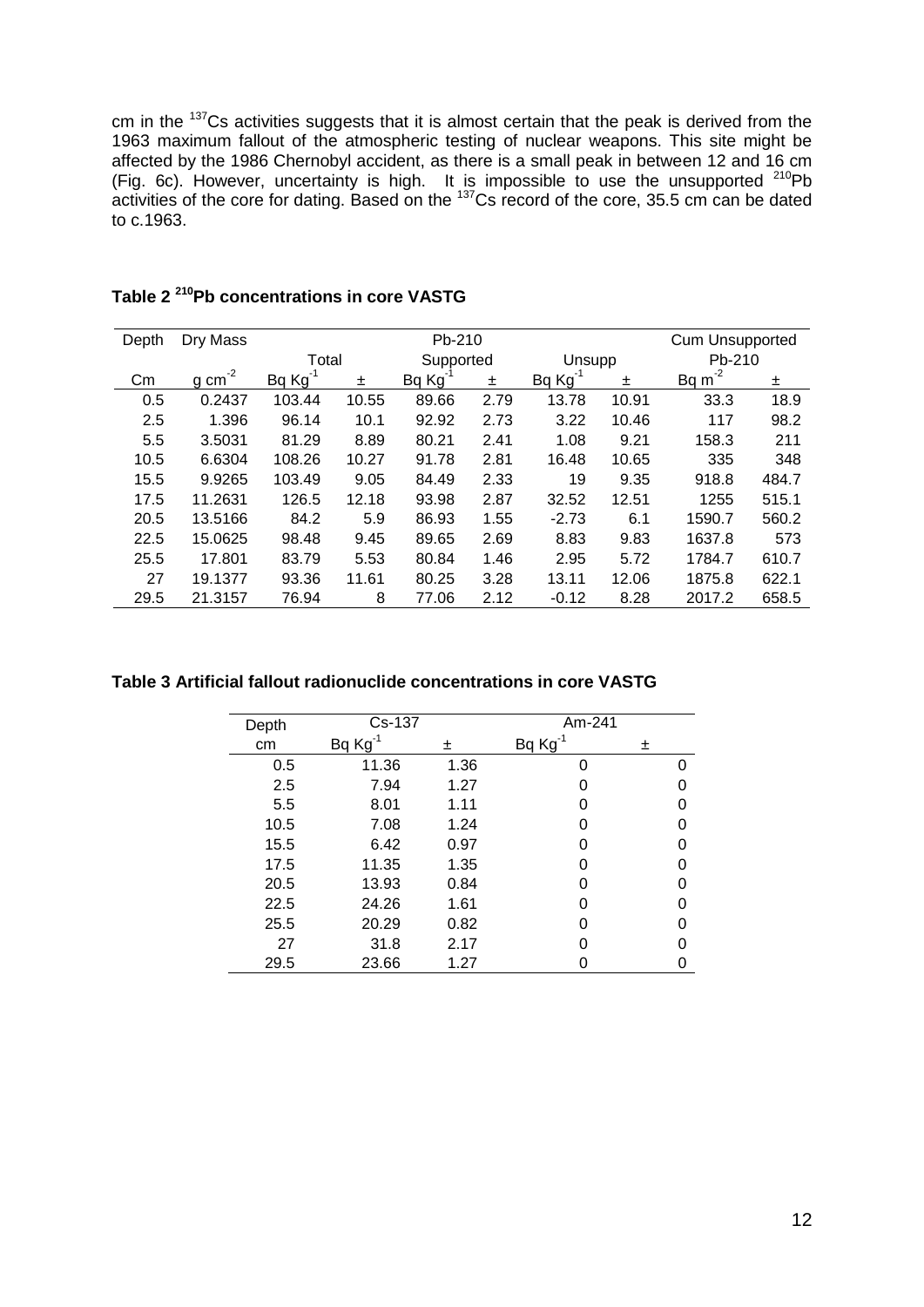cm in the $^{137}$Cs activities suggests that it is almost certain that the peak is derived from the 1963 maximum fallout of the atmospheric testing of nuclear weapons. This site might be affected by the 1986 Chernobyl accident, as there is a small peak in between 12 and 16 cm (Fig. 6c). However, uncertainty is high. It is impossible to use the unsupported $^{210}$Pb activities of the core for dating. Based on the $^{137}$Cs record of the core, 35.5 cm can be dated to c.1963.

**Table 2 $^{210}$Pb concentrations in core VASTG**

| Depth | Dry Mass | Pb-210 | | | | | | Cum Unsupported | |
|---|---|---|---|---|---|---|---|---|---|
| | | Total | | Supported | | Unsupp | | Pb-210 | |
| Cm | g cm$^{-2}$ | Bq Kg$^{-1}$ | ± | Bq Kg$^{-1}$ | ± | Bq Kg$^{-1}$ | ± | Bq m$^{-2}$ | ± |
| 0.5 | 0.2437 | 103.44 | 10.55 | 89.66 | 2.79 | 13.78 | 10.91 | 33.3 | 18.9 |
| 2.5 | 1.396 | 96.14 | 10.1 | 92.92 | 2.73 | 3.22 | 10.46 | 117 | 98.2 |
| 5.5 | 3.5031 | 81.29 | 8.89 | 80.21 | 2.41 | 1.08 | 9.21 | 158.3 | 211 |
| 10.5 | 6.6304 | 108.26 | 10.27 | 91.78 | 2.81 | 16.48 | 10.65 | 335 | 348 |
| 15.5 | 9.9265 | 103.49 | 9.05 | 84.49 | 2.33 | 19 | 9.35 | 918.8 | 484.7 |
| 17.5 | 11.2631 | 126.5 | 12.18 | 93.98 | 2.87 | 32.52 | 12.51 | 1255 | 515.1 |
| 20.5 | 13.5166 | 84.2 | 5.9 | 86.93 | 1.55 | -2.73 | 6.1 | 1590.7 | 560.2 |
| 22.5 | 15.0625 | 98.48 | 9.45 | 89.65 | 2.69 | 8.83 | 9.83 | 1637.8 | 573 |
| 25.5 | 17.801 | 83.79 | 5.53 | 80.84 | 1.46 | 2.95 | 5.72 | 1784.7 | 610.7 |
| 27 | 19.1377 | 93.36 | 11.61 | 80.25 | 3.28 | 13.11 | 12.06 | 1875.8 | 622.1 |
| 29.5 | 21.3157 | 76.94 | 8 | 77.06 | 2.12 | -0.12 | 8.28 | 2017.2 | 658.5 |

**Table 3 Artificial fallout radionuclide concentrations in core VASTG**

| Depth | Cs-137 | | Am-241 | |
|---|---|---|---|---|
| cm | Bq Kg$^{-1}$ | ± | Bq Kg$^{-1}$ | ± |
| 0.5 | 11.36 | 1.36 | 0 | 0 |
| 2.5 | 7.94 | 1.27 | 0 | 0 |
| 5.5 | 8.01 | 1.11 | 0 | 0 |
| 10.5 | 7.08 | 1.24 | 0 | 0 |
| 15.5 | 6.42 | 0.97 | 0 | 0 |
| 17.5 | 11.35 | 1.35 | 0 | 0 |
| 20.5 | 13.93 | 0.84 | 0 | 0 |
| 22.5 | 24.26 | 1.61 | 0 | 0 |
| 25.5 | 20.29 | 0.82 | 0 | 0 |
| 27 | 31.8 | 2.17 | 0 | 0 |
| 29.5 | 23.66 | 1.27 | 0 | 0 |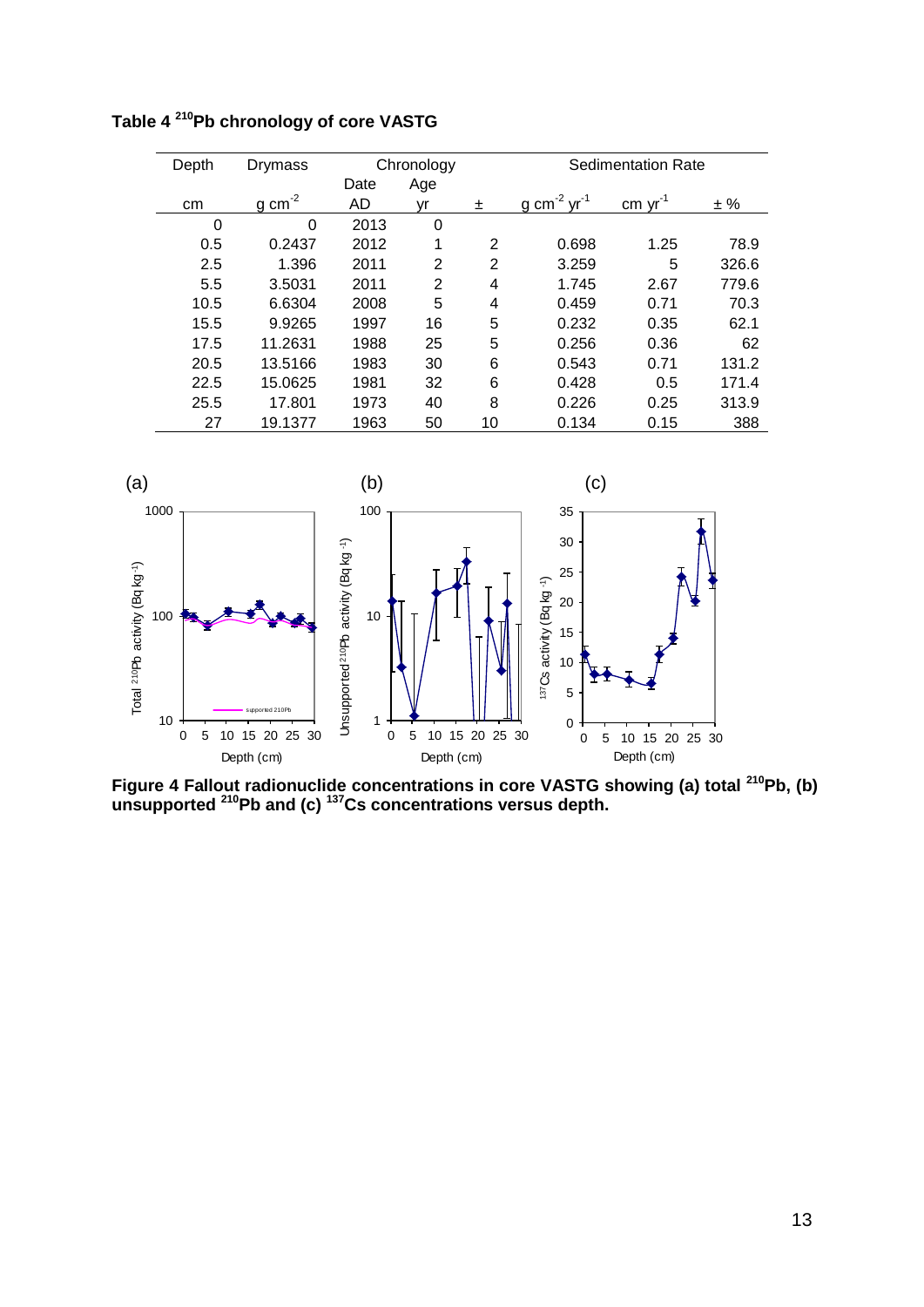**Table 4 $^{210}$Pb chronology of core VASTG**

| Depth | Drymass | Chronology | | | Sedimentation Rate | | |
|---|---|---|---|---|---|---|---|
| | | Date | Age | | | | |
| cm | g cm$^{-2}$ | AD | yr | ± | g cm$^{-2}$ yr$^{-1}$ | cm yr$^{-1}$ | ± % |
| 0 | 0 | 2013 | 0 | | | | |
| 0.5 | 0.2437 | 2012 | 1 | 2 | 0.698 | 1.25 | 78.9 |
| 2.5 | 1.396 | 2011 | 2 | 2 | 3.259 | 5 | 326.6 |
| 5.5 | 3.5031 | 2011 | 2 | 4 | 1.745 | 2.67 | 779.6 |
| 10.5 | 6.6304 | 2008 | 5 | 4 | 0.459 | 0.71 | 70.3 |
| 15.5 | 9.9265 | 1997 | 16 | 5 | 0.232 | 0.35 | 62.1 |
| 17.5 | 11.2631 | 1988 | 25 | 5 | 0.256 | 0.36 | 62 |
| 20.5 | 13.5166 | 1983 | 30 | 6 | 0.543 | 0.71 | 131.2 |
| 22.5 | 15.0625 | 1981 | 32 | 6 | 0.428 | 0.5 | 171.4 |
| 25.5 | 17.801 | 1973 | 40 | 8 | 0.226 | 0.25 | 313.9 |
| 27 | 19.1377 | 1963 | 50 | 10 | 0.134 | 0.15 | 388 |

**Figure 4 Fallout radionuclide concentrations in core VASTG showing (a) total $^{210}$Pb, (b) unsupported $^{210}$Pb and (c) $^{137}$Cs concentrations versus depth.**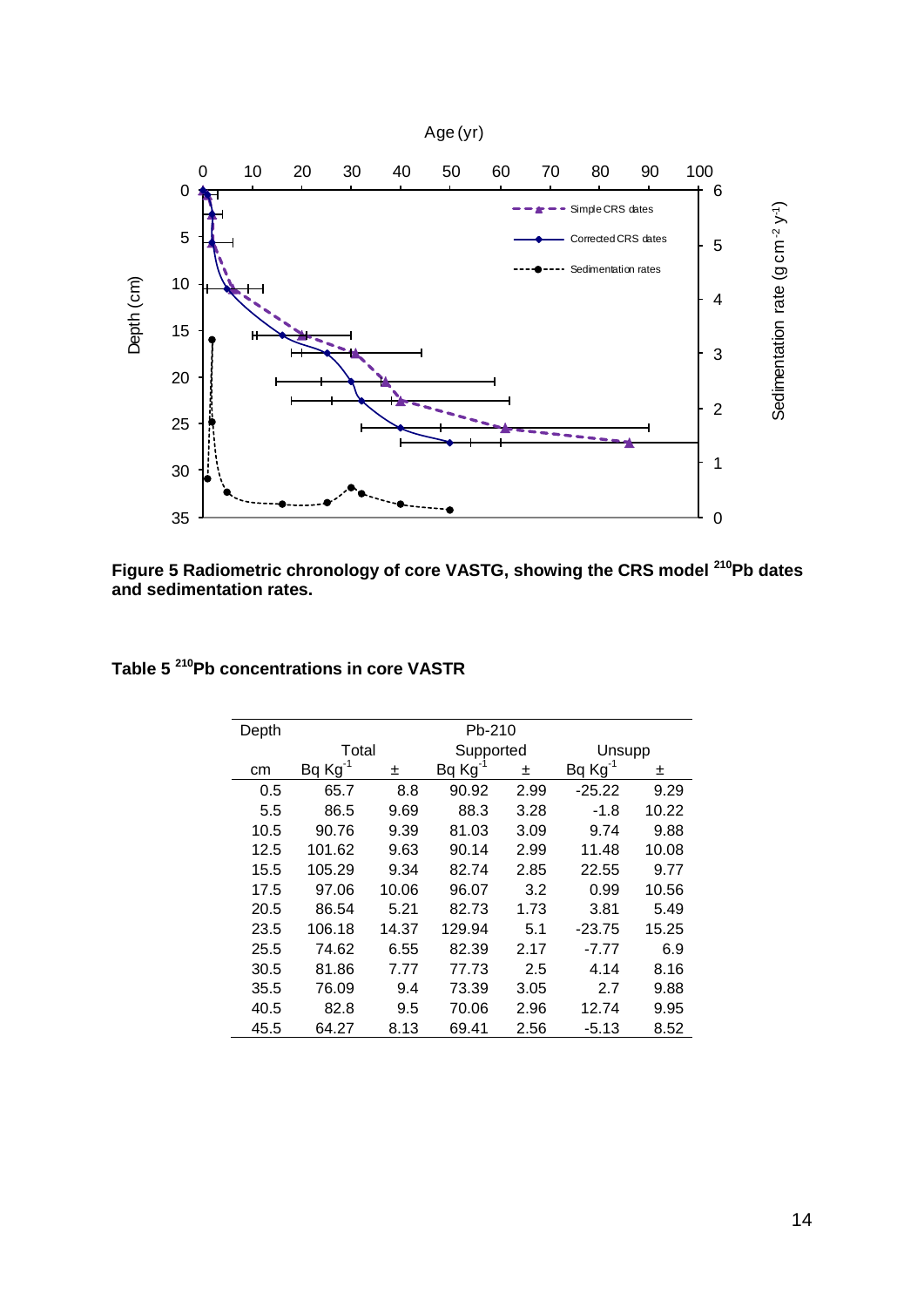**Figure 5 Radiometric chronology of core VASTG, showing the CRS model $^{210}$Pb dates and sedimentation rates.**

**Table 5 $^{210}$Pb concentrations in core VASTR**

| Depth | Pb-210 | | | | | |
|---|---|---|---|---|---|---|
| | Total | | Supported | | Unsupp | |
| cm | Bq Kg$^{-1}$ | ± | Bq Kg$^{-1}$ | ± | Bq Kg$^{-1}$ | ± |
| 0.5 | 65.7 | 8.8 | 90.92 | 2.99 | -25.22 | 9.29 |
| 5.5 | 86.5 | 9.69 | 88.3 | 3.28 | -1.8 | 10.22 |
| 10.5 | 90.76 | 9.39 | 81.03 | 3.09 | 9.74 | 9.88 |
| 12.5 | 101.62 | 9.63 | 90.14 | 2.99 | 11.48 | 10.08 |
| 15.5 | 105.29 | 9.34 | 82.74 | 2.85 | 22.55 | 9.77 |
| 17.5 | 97.06 | 10.06 | 96.07 | 3.2 | 0.99 | 10.56 |
| 20.5 | 86.54 | 5.21 | 82.73 | 1.73 | 3.81 | 5.49 |
| 23.5 | 106.18 | 14.37 | 129.94 | 5.1 | -23.75 | 15.25 |
| 25.5 | 74.62 | 6.55 | 82.39 | 2.17 | -7.77 | 6.9 |
| 30.5 | 81.86 | 7.77 | 77.73 | 2.5 | 4.14 | 8.16 |
| 35.5 | 76.09 | 9.4 | 73.39 | 3.05 | 2.7 | 9.88 |
| 40.5 | 82.8 | 9.5 | 70.06 | 2.96 | 12.74 | 9.95 |
| 45.5 | 64.27 | 8.13 | 69.41 | 2.56 | -5.13 | 8.52 |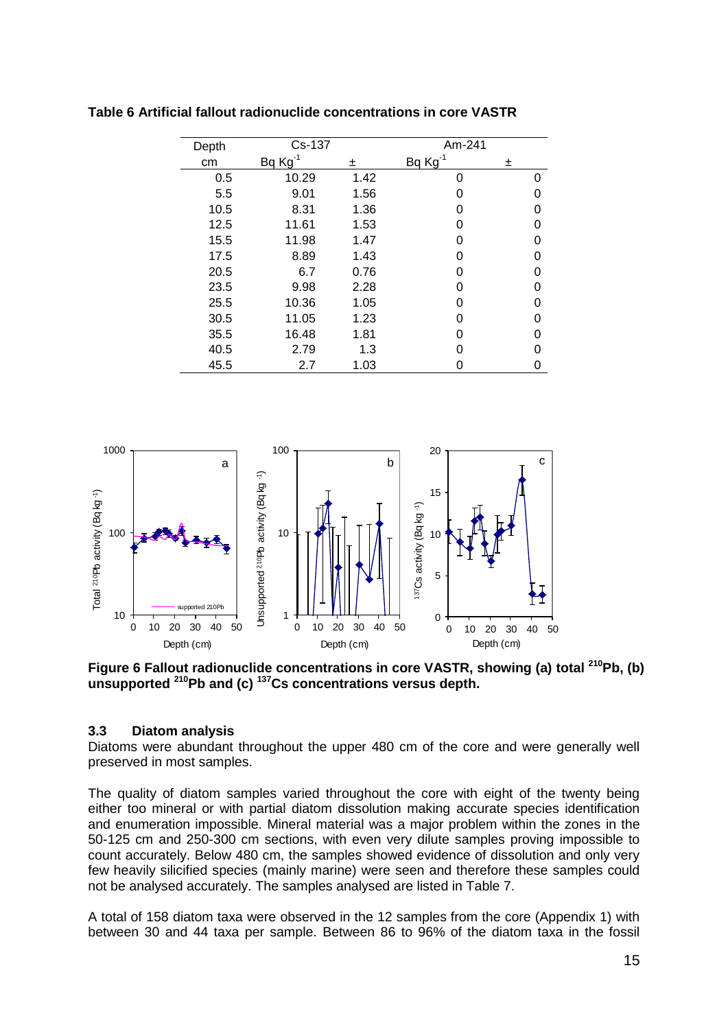**Table 6 Artificial fallout radionuclide concentrations in core VASTR**

| Depth | Cs-137 | | Am-241 | |
|---|---|---|---|---|
| cm | Bq $Kg^{-1}$ | ± | Bq $Kg^{-1}$ | ± |
| 0.5 | 10.29 | 1.42 | 0 | 0 |
| 5.5 | 9.01 | 1.56 | 0 | 0 |
| 10.5 | 8.31 | 1.36 | 0 | 0 |
| 12.5 | 11.61 | 1.53 | 0 | 0 |
| 15.5 | 11.98 | 1.47 | 0 | 0 |
| 17.5 | 8.89 | 1.43 | 0 | 0 |
| 20.5 | 6.7 | 0.76 | 0 | 0 |
| 23.5 | 9.98 | 2.28 | 0 | 0 |
| 25.5 | 10.36 | 1.05 | 0 | 0 |
| 30.5 | 11.05 | 1.23 | 0 | 0 |
| 35.5 | 16.48 | 1.81 | 0 | 0 |
| 40.5 | 2.79 | 1.3 | 0 | 0 |
| 45.5 | 2.7 | 1.03 | 0 | 0 |

**Figure 6 Fallout radionuclide concentrations in core VASTR, showing (a) total $^{210}$Pb, (b) unsupported $^{210}$Pb and (c) $^{137}$Cs concentrations versus depth.**

### 3.3 Diatom analysis

Diatoms were abundant throughout the upper 480 cm of the core and were generally well preserved in most samples.

The quality of diatom samples varied throughout the core with eight of the twenty being either too mineral or with partial diatom dissolution making accurate species identification and enumeration impossible. Mineral material was a major problem within the zones in the 50-125 cm and 250-300 cm sections, with even very dilute samples proving impossible to count accurately. Below 480 cm, the samples showed evidence of dissolution and only very few heavily silicified species (mainly marine) were seen and therefore these samples could not be analysed accurately. The samples analysed are listed in Table 7.

A total of 158 diatom taxa were observed in the 12 samples from the core (Appendix 1) with between 30 and 44 taxa per sample. Between 86 to 96% of the diatom taxa in the fossil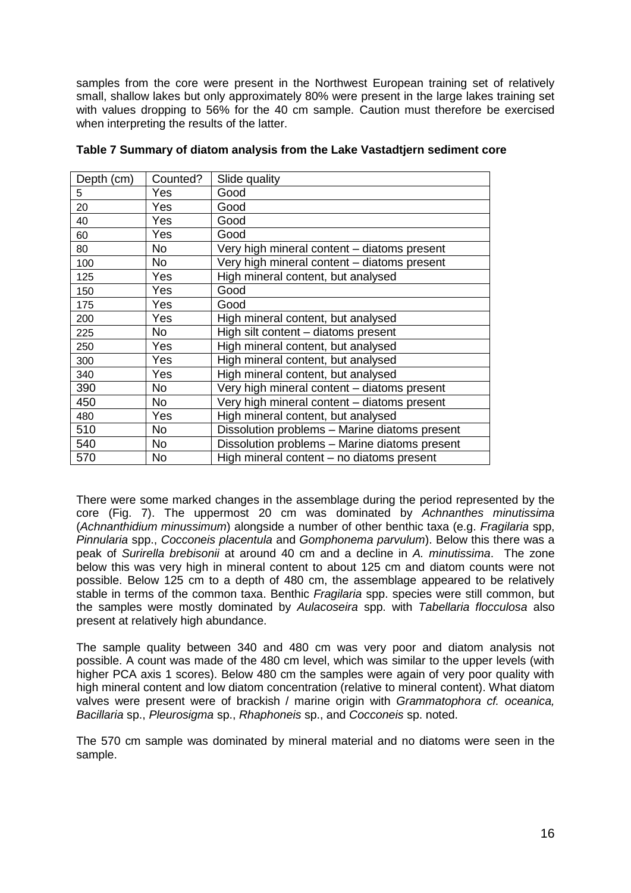samples from the core were present in the Northwest European training set of relatively small, shallow lakes but only approximately 80% were present in the large lakes training set with values dropping to 56% for the 40 cm sample. Caution must therefore be exercised when interpreting the results of the latter.

**Table 7 Summary of diatom analysis from the Lake Vastadtjern sediment core**

| Depth (cm) | Counted? | Slide quality |
|---|---|---|
| 5 | Yes | Good |
| 20 | Yes | Good |
| 40 | Yes | Good |
| 60 | Yes | Good |
| 80 | No | Very high mineral content – diatoms present |
| 100 | No | Very high mineral content – diatoms present |
| 125 | Yes | High mineral content, but analysed |
| 150 | Yes | Good |
| 175 | Yes | Good |
| 200 | Yes | High mineral content, but analysed |
| 225 | No | High silt content – diatoms present |
| 250 | Yes | High mineral content, but analysed |
| 300 | Yes | High mineral content, but analysed |
| 340 | Yes | High mineral content, but analysed |
| 390 | No | Very high mineral content – diatoms present |
| 450 | No | Very high mineral content – diatoms present |
| 480 | Yes | High mineral content, but analysed |
| 510 | No | Dissolution problems – Marine diatoms present |
| 540 | No | Dissolution problems – Marine diatoms present |
| 570 | No | High mineral content – no diatoms present |

There were some marked changes in the assemblage during the period represented by the core (Fig. 7). The uppermost 20 cm was dominated by *Achnanthes minutissima* (*Achnanthidium minussimum*) alongside a number of other benthic taxa (e.g. *Fragilaria* spp, *Pinnularia* spp., *Cocconeis placentula* and *Gomphonema parvulum*). Below this there was a peak of *Surirella brebisonii* at around 40 cm and a decline in *A. minutissima*. The zone below this was very high in mineral content to about 125 cm and diatom counts were not possible. Below 125 cm to a depth of 480 cm, the assemblage appeared to be relatively stable in terms of the common taxa. Benthic *Fragilaria* spp. species were still common, but the samples were mostly dominated by *Aulacoseira* spp. with *Tabellaria flocculosa* also present at relatively high abundance.

The sample quality between 340 and 480 cm was very poor and diatom analysis not possible. A count was made of the 480 cm level, which was similar to the upper levels (with higher PCA axis 1 scores). Below 480 cm the samples were again of very poor quality with high mineral content and low diatom concentration (relative to mineral content). What diatom valves were present were of brackish / marine origin with *Grammatophora cf. oceanica, Bacillaria* sp., *Pleurosigma* sp., *Rhaphoneis* sp., and *Cocconeis* sp. noted.

The 570 cm sample was dominated by mineral material and no diatoms were seen in the sample.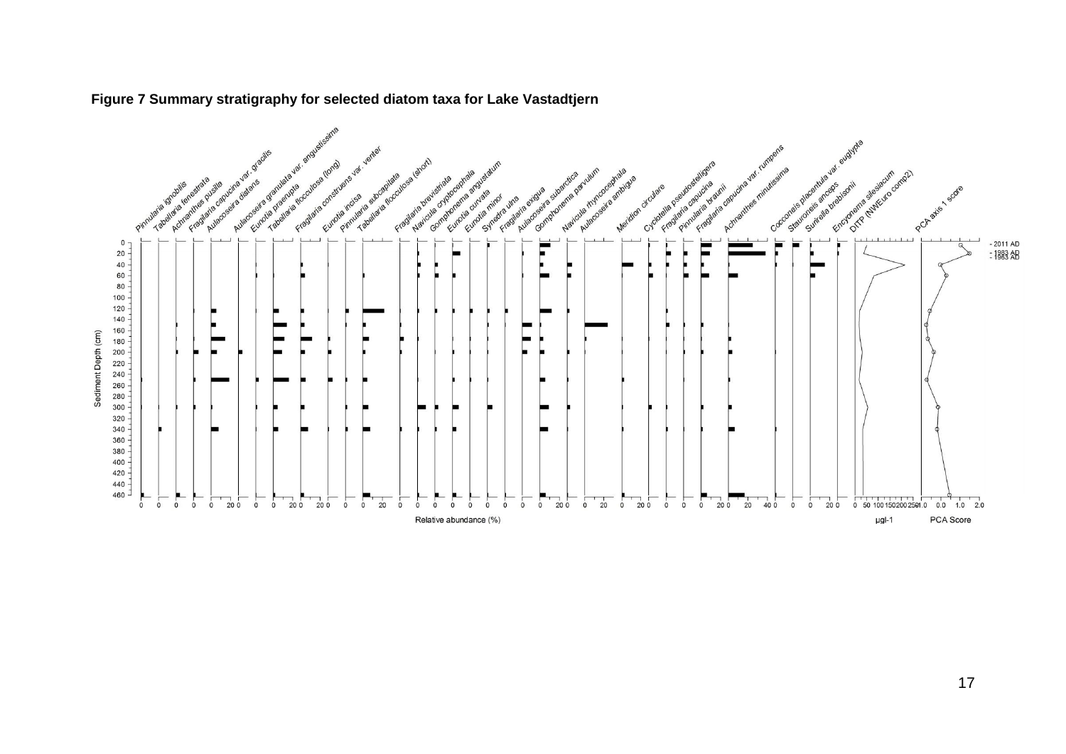**Figure 7 Summary stratigraphy for selected diatom taxa for Lake Vastadtjern**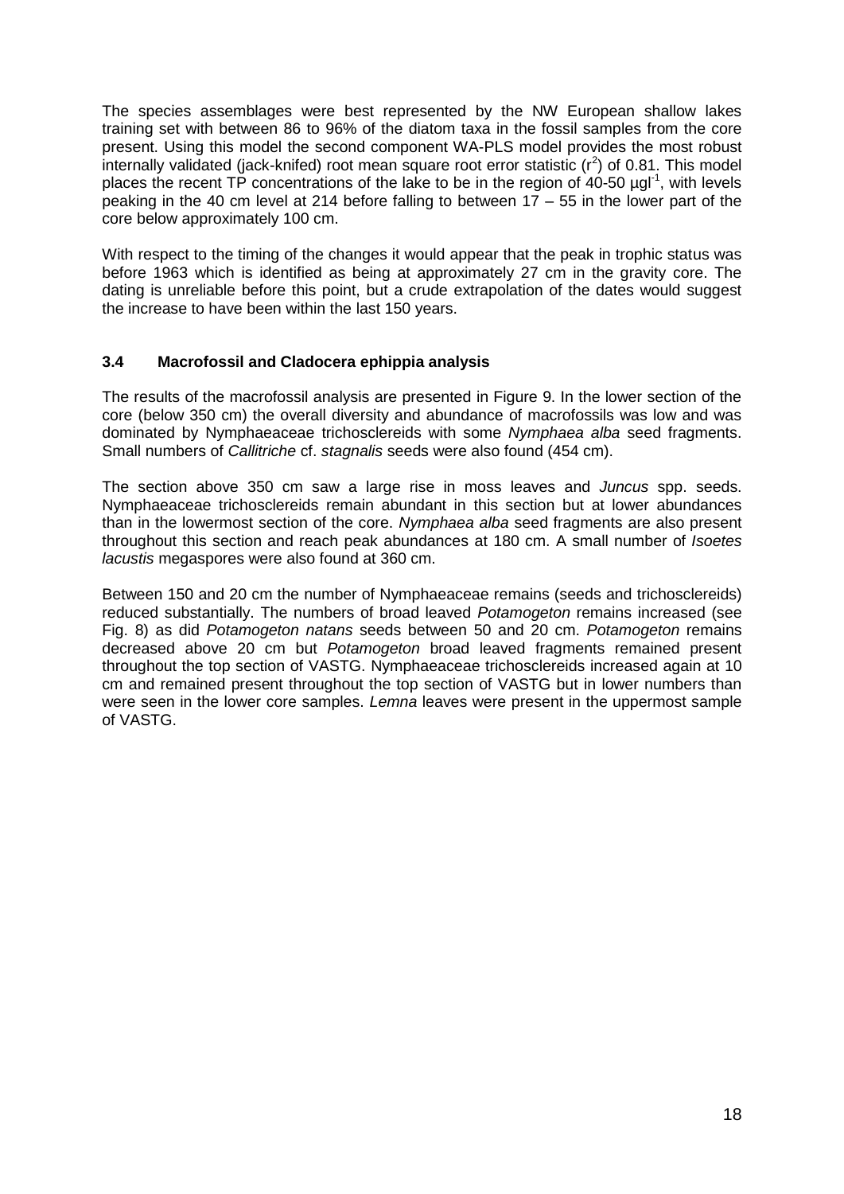The species assemblages were best represented by the NW European shallow lakes training set with between 86 to 96% of the diatom taxa in the fossil samples from the core present. Using this model the second component WA-PLS model provides the most robust internally validated (jack-knifed) root mean square root error statistic ($r^2$) of 0.81. This model places the recent TP concentrations of the lake to be in the region of 40-50 $\mu gl^{-1}$, with levels peaking in the 40 cm level at 214 before falling to between 17 – 55 in the lower part of the core below approximately 100 cm.

With respect to the timing of the changes it would appear that the peak in trophic status was before 1963 which is identified as being at approximately 27 cm in the gravity core. The dating is unreliable before this point, but a crude extrapolation of the dates would suggest the increase to have been within the last 150 years.

### 3.4 Macrofossil and Cladocera ephippia analysis

The results of the macrofossil analysis are presented in Figure 9. In the lower section of the core (below 350 cm) the overall diversity and abundance of macrofossils was low and was dominated by Nymphaeaceae trichosclereids with some *Nymphaea alba* seed fragments. Small numbers of *Callitriche* cf. *stagnalis* seeds were also found (454 cm).

The section above 350 cm saw a large rise in moss leaves and *Juncus* spp. seeds. Nymphaeaceae trichosclereids remain abundant in this section but at lower abundances than in the lowermost section of the core. *Nymphaea alba* seed fragments are also present throughout this section and reach peak abundances at 180 cm. A small number of *Isoetes lacustis* megaspores were also found at 360 cm.

Between 150 and 20 cm the number of Nymphaeaceae remains (seeds and trichosclereids) reduced substantially. The numbers of broad leaved *Potamogeton* remains increased (see Fig. 8) as did *Potamogeton natans* seeds between 50 and 20 cm. *Potamogeton* remains decreased above 20 cm but *Potamogeton* broad leaved fragments remained present throughout the top section of VASTG. Nymphaeaceae trichosclereids increased again at 10 cm and remained present throughout the top section of VASTG but in lower numbers than were seen in the lower core samples. *Lemna* leaves were present in the uppermost sample of VASTG.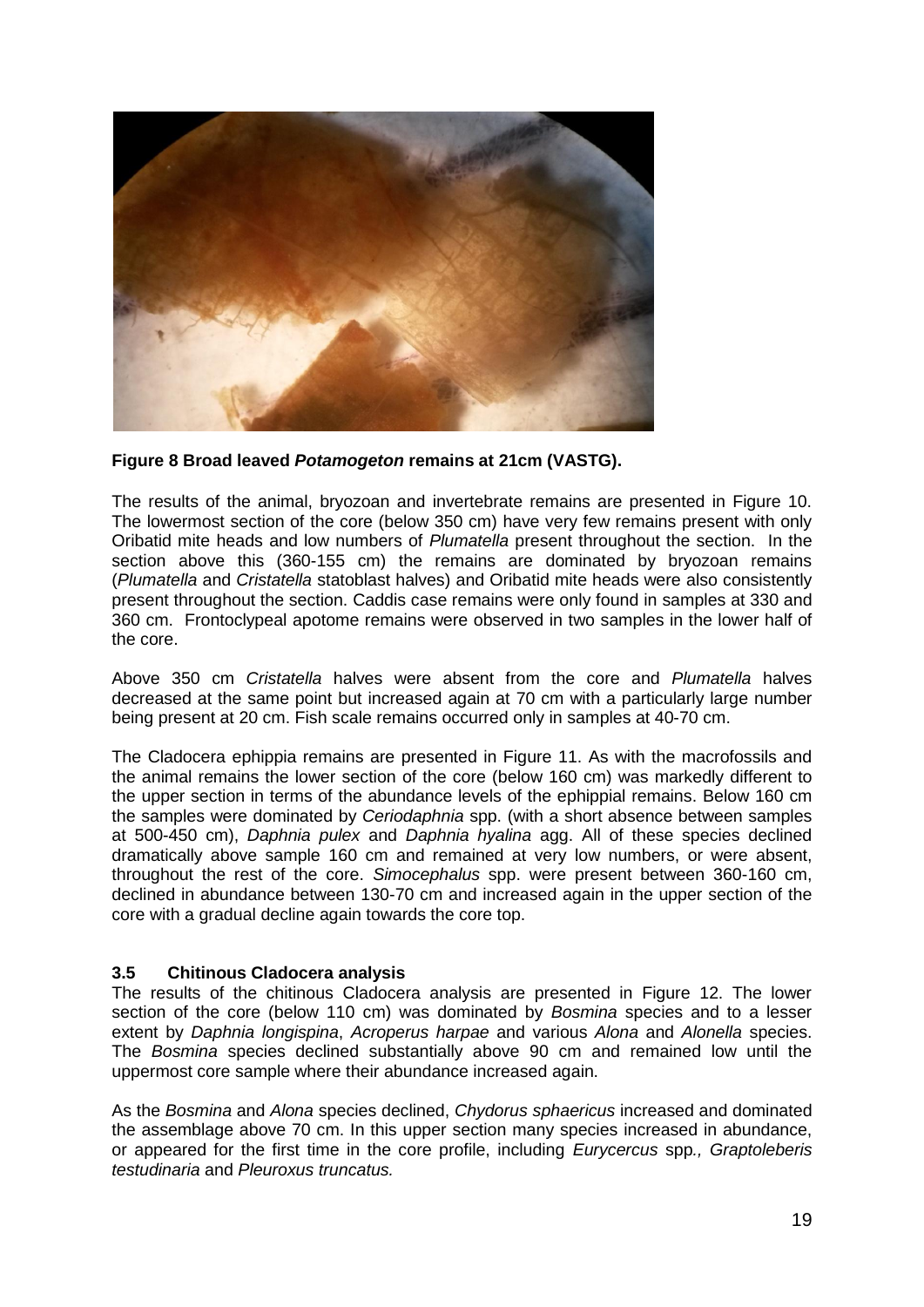**Figure 8 Broad leaved *Potamogeton* remains at 21cm (VASTG).**

The results of the animal, bryozoan and invertebrate remains are presented in Figure 10. The lowermost section of the core (below 350 cm) have very few remains present with only Oribatid mite heads and low numbers of *Plumatella* present throughout the section. In the section above this (360-155 cm) the remains are dominated by bryozoan remains (*Plumatella* and *Cristatella* statoblast halves) and Oribatid mite heads were also consistently present throughout the section. Caddis case remains were only found in samples at 330 and 360 cm. Frontoclypeal apotome remains were observed in two samples in the lower half of the core.

Above 350 cm *Cristatella* halves were absent from the core and *Plumatella* halves decreased at the same point but increased again at 70 cm with a particularly large number being present at 20 cm. Fish scale remains occurred only in samples at 40-70 cm.

The Cladocera ephippia remains are presented in Figure 11. As with the macrofossils and the animal remains the lower section of the core (below 160 cm) was markedly different to the upper section in terms of the abundance levels of the ephippial remains. Below 160 cm the samples were dominated by *Ceriodaphnia* spp. (with a short absence between samples at 500-450 cm), *Daphnia pulex* and *Daphnia hyalina* agg. All of these species declined dramatically above sample 160 cm and remained at very low numbers, or were absent, throughout the rest of the core. *Simocephalus* spp. were present between 360-160 cm, declined in abundance between 130-70 cm and increased again in the upper section of the core with a gradual decline again towards the core top.

### 3.5 Chitinous Cladocera analysis

The results of the chitinous Cladocera analysis are presented in Figure 12. The lower section of the core (below 110 cm) was dominated by *Bosmina* species and to a lesser extent by *Daphnia longispina*, *Acroperus harpae* and various *Alona* and *Alonella* species. The *Bosmina* species declined substantially above 90 cm and remained low until the uppermost core sample where their abundance increased again.

As the *Bosmina* and *Alona* species declined, *Chydorus sphaericus* increased and dominated the assemblage above 70 cm. In this upper section many species increased in abundance, or appeared for the first time in the core profile, including *Eurycercus* spp*., Graptoleberis testudinaria* and *Pleuroxus truncatus.*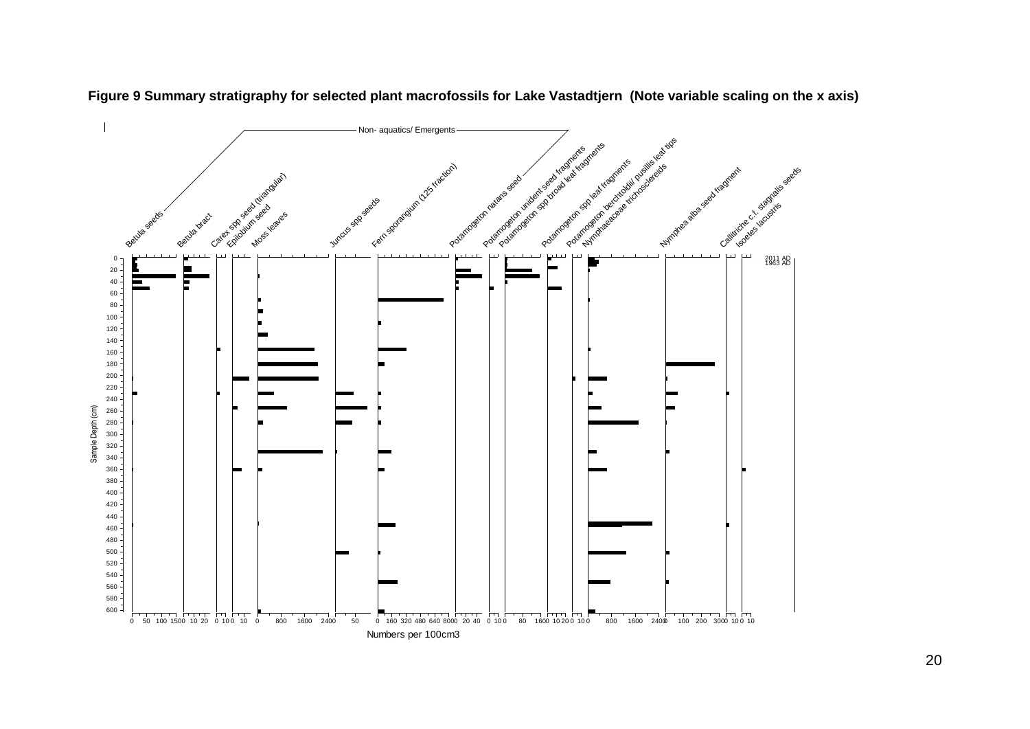**Figure 9 Summary stratigraphy for selected plant macrofossils for Lake Vastadtjern (Note variable scaling on the x axis)**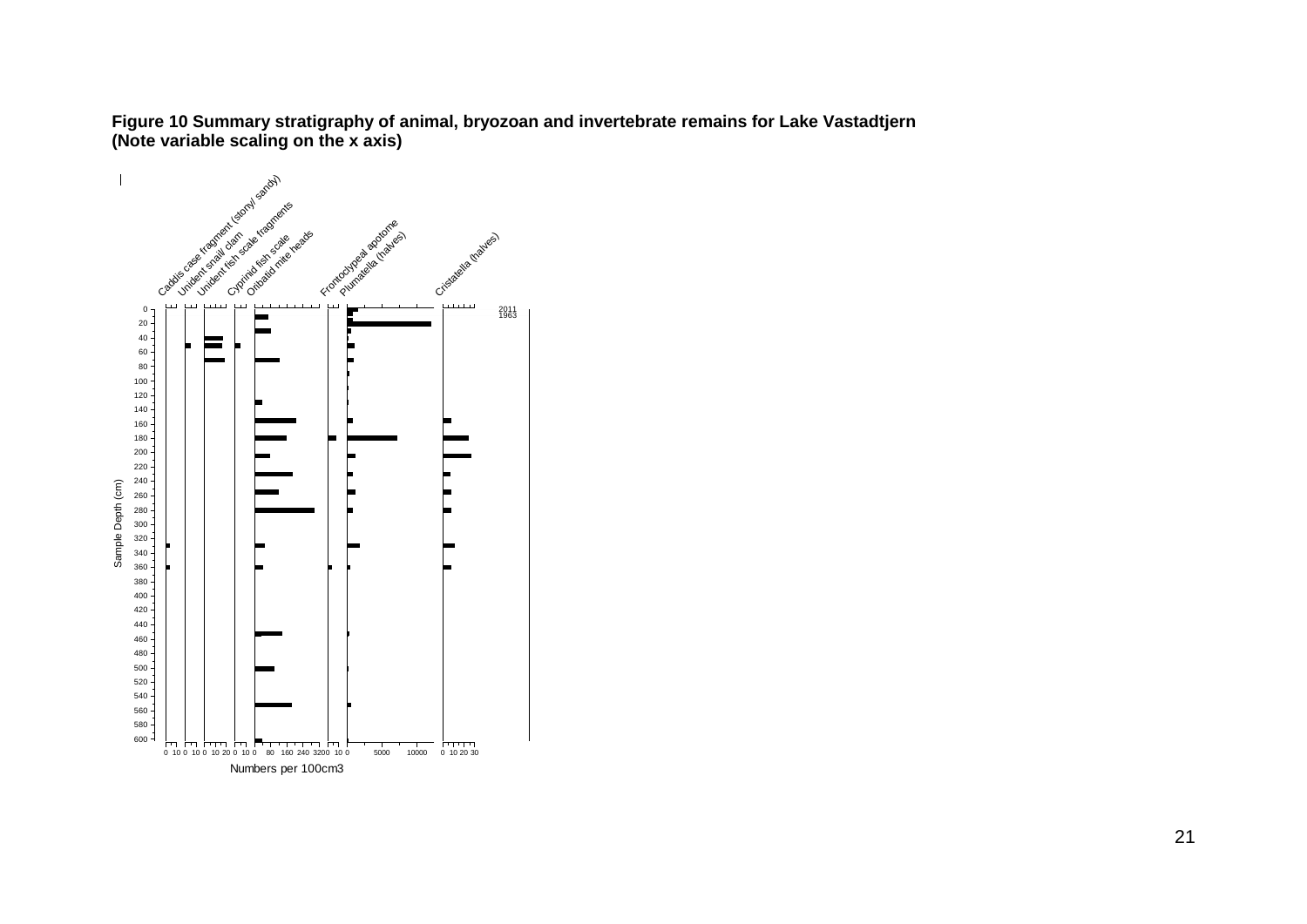**Figure 10 Summary stratigraphy of animal, bryozoan and invertebrate remains for Lake Vastadtjern (Note variable scaling on the x axis)**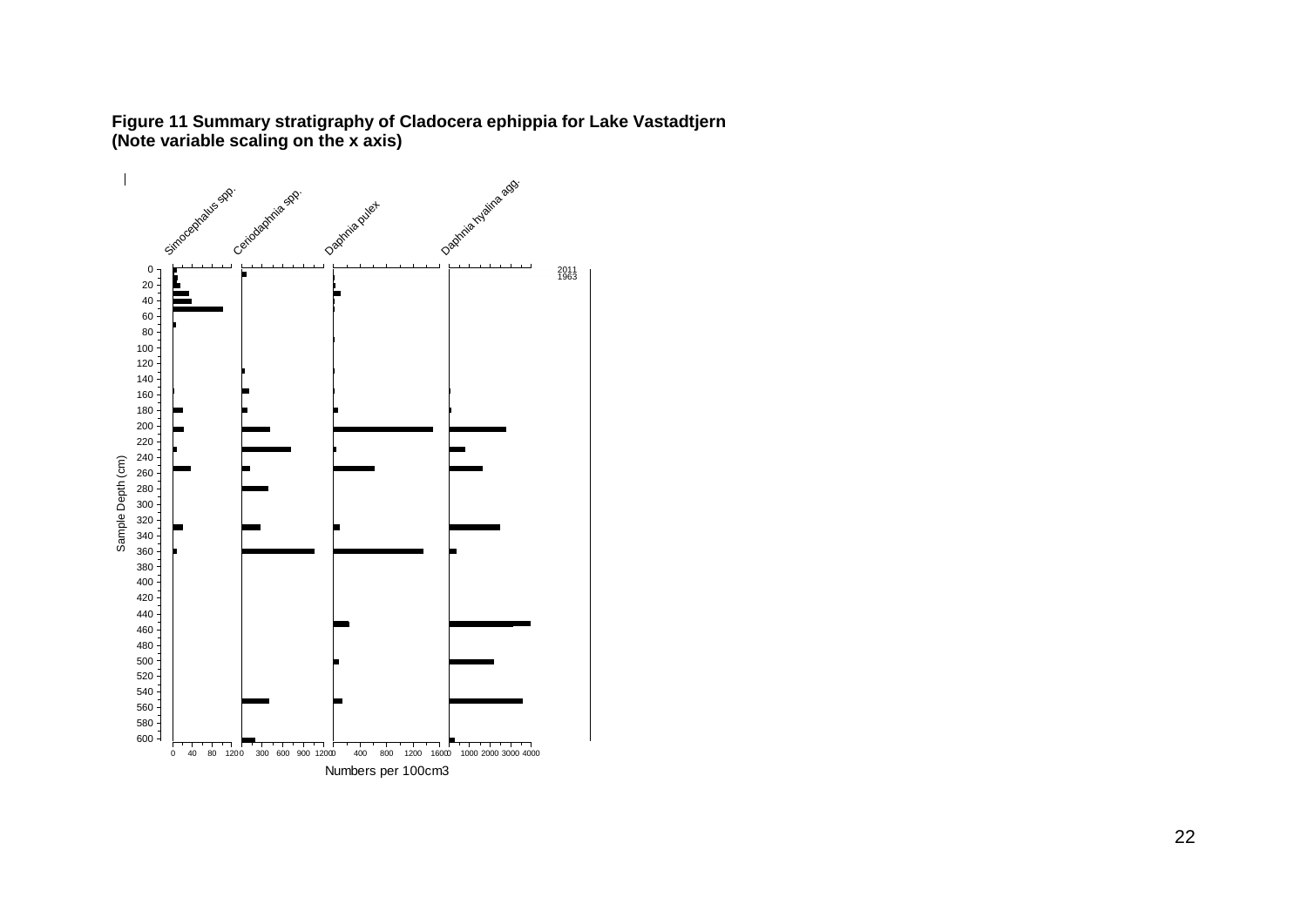**Figure 11 Summary stratigraphy of Cladocera ephippia for Lake Vastadtjern (Note variable scaling on the x axis)**

Simocephalus spp. | Ceriodaphnia spp. | Daphnia pulex | Daphnia hyalina agg.

Sample Depth (cm)

2011
1963

Numbers per 100cm3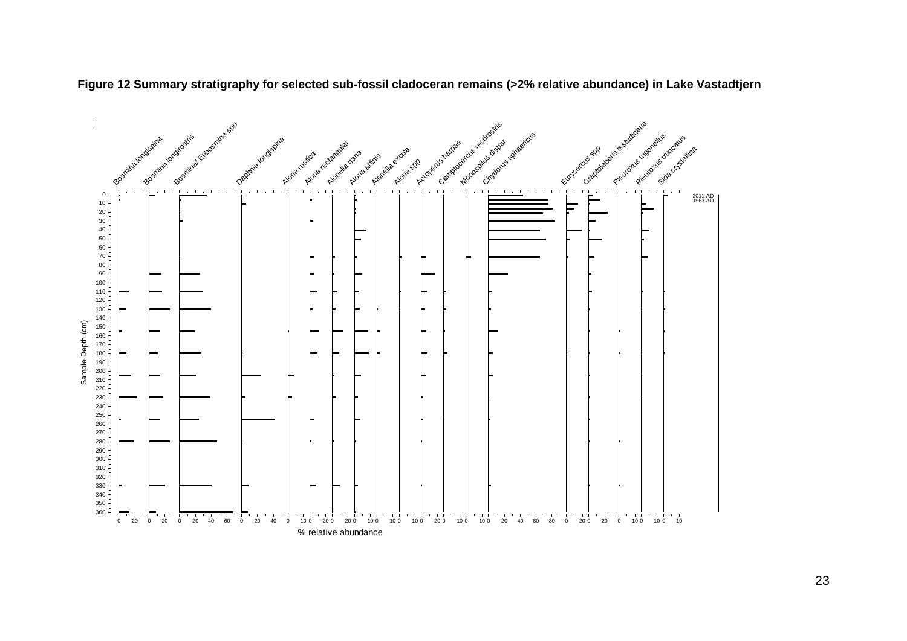**Figure 12 Summary stratigraphy for selected sub-fossil cladoceran remains (>2% relative abundance) in Lake Vastadtjern**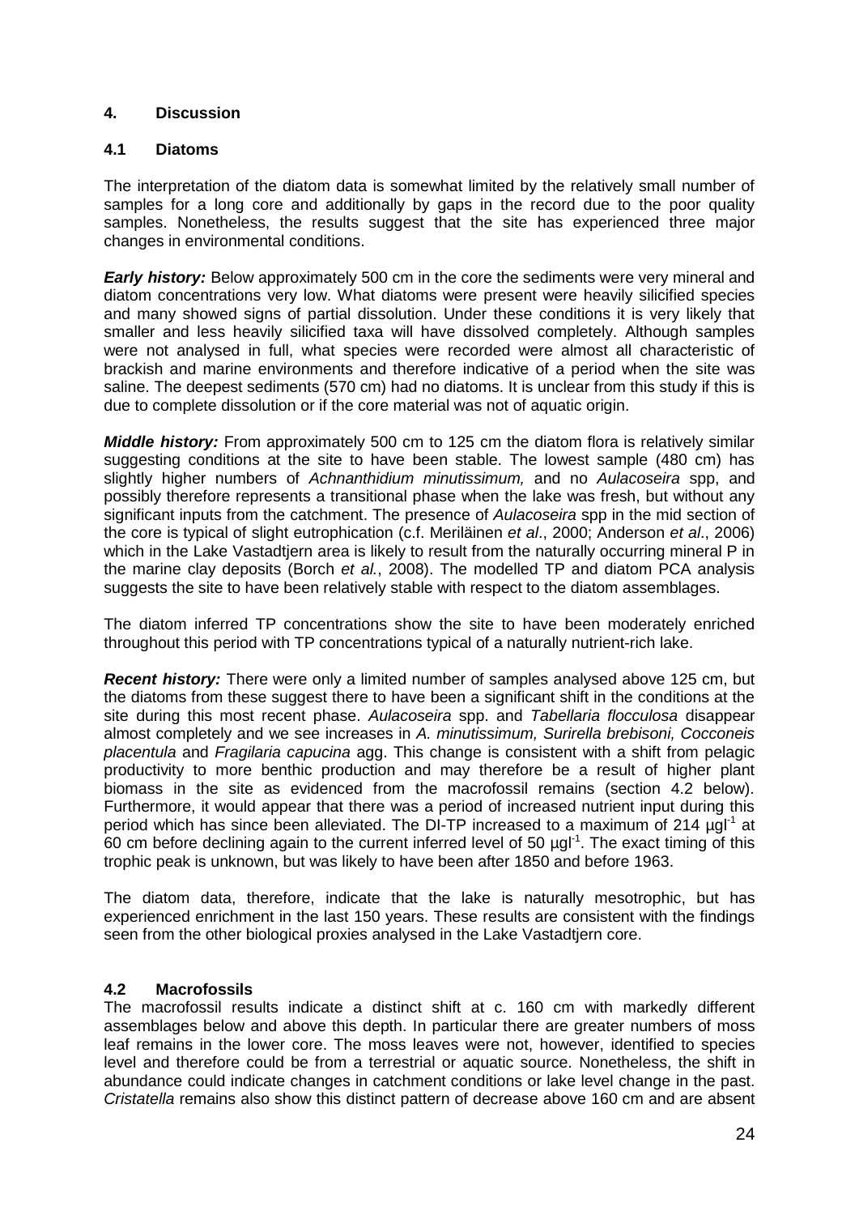## 4. Discussion

### 4.1 Diatoms

The interpretation of the diatom data is somewhat limited by the relatively small number of samples for a long core and additionally by gaps in the record due to the poor quality samples. Nonetheless, the results suggest that the site has experienced three major changes in environmental conditions.

***Early history:*** Below approximately 500 cm in the core the sediments were very mineral and diatom concentrations very low. What diatoms were present were heavily silicified species and many showed signs of partial dissolution. Under these conditions it is very likely that smaller and less heavily silicified taxa will have dissolved completely. Although samples were not analysed in full, what species were recorded were almost all characteristic of brackish and marine environments and therefore indicative of a period when the site was saline. The deepest sediments (570 cm) had no diatoms. It is unclear from this study if this is due to complete dissolution or if the core material was not of aquatic origin.

***Middle history:*** From approximately 500 cm to 125 cm the diatom flora is relatively similar suggesting conditions at the site to have been stable. The lowest sample (480 cm) has slightly higher numbers of *Achnanthidium minutissimum,* and no *Aulacoseira* spp, and possibly therefore represents a transitional phase when the lake was fresh, but without any significant inputs from the catchment. The presence of *Aulacoseira* spp in the mid section of the core is typical of slight eutrophication (c.f. Meriläinen *et al*., 2000; Anderson *et al*., 2006) which in the Lake Vastadtjern area is likely to result from the naturally occurring mineral P in the marine clay deposits (Borch *et al.*, 2008). The modelled TP and diatom PCA analysis suggests the site to have been relatively stable with respect to the diatom assemblages.

The diatom inferred TP concentrations show the site to have been moderately enriched throughout this period with TP concentrations typical of a naturally nutrient-rich lake.

***Recent history:*** There were only a limited number of samples analysed above 125 cm, but the diatoms from these suggest there to have been a significant shift in the conditions at the site during this most recent phase. *Aulacoseira* spp. and *Tabellaria flocculosa* disappear almost completely and we see increases in *A. minutissimum, Surirella brebisoni, Cocconeis placentula* and *Fragilaria capucina* agg. This change is consistent with a shift from pelagic productivity to more benthic production and may therefore be a result of higher plant biomass in the site as evidenced from the macrofossil remains (section 4.2 below). Furthermore, it would appear that there was a period of increased nutrient input during this period which has since been alleviated. The DI-TP increased to a maximum of 214 $\mu gl^{-1}$ at 60 cm before declining again to the current inferred level of 50 $\mu gl^{-1}$. The exact timing of this trophic peak is unknown, but was likely to have been after 1850 and before 1963.

The diatom data, therefore, indicate that the lake is naturally mesotrophic, but has experienced enrichment in the last 150 years. These results are consistent with the findings seen from the other biological proxies analysed in the Lake Vastadtjern core.

### 4.2 Macrofossils

The macrofossil results indicate a distinct shift at c. 160 cm with markedly different assemblages below and above this depth. In particular there are greater numbers of moss leaf remains in the lower core. The moss leaves were not, however, identified to species level and therefore could be from a terrestrial or aquatic source. Nonetheless, the shift in abundance could indicate changes in catchment conditions or lake level change in the past. *Cristatella* remains also show this distinct pattern of decrease above 160 cm and are absent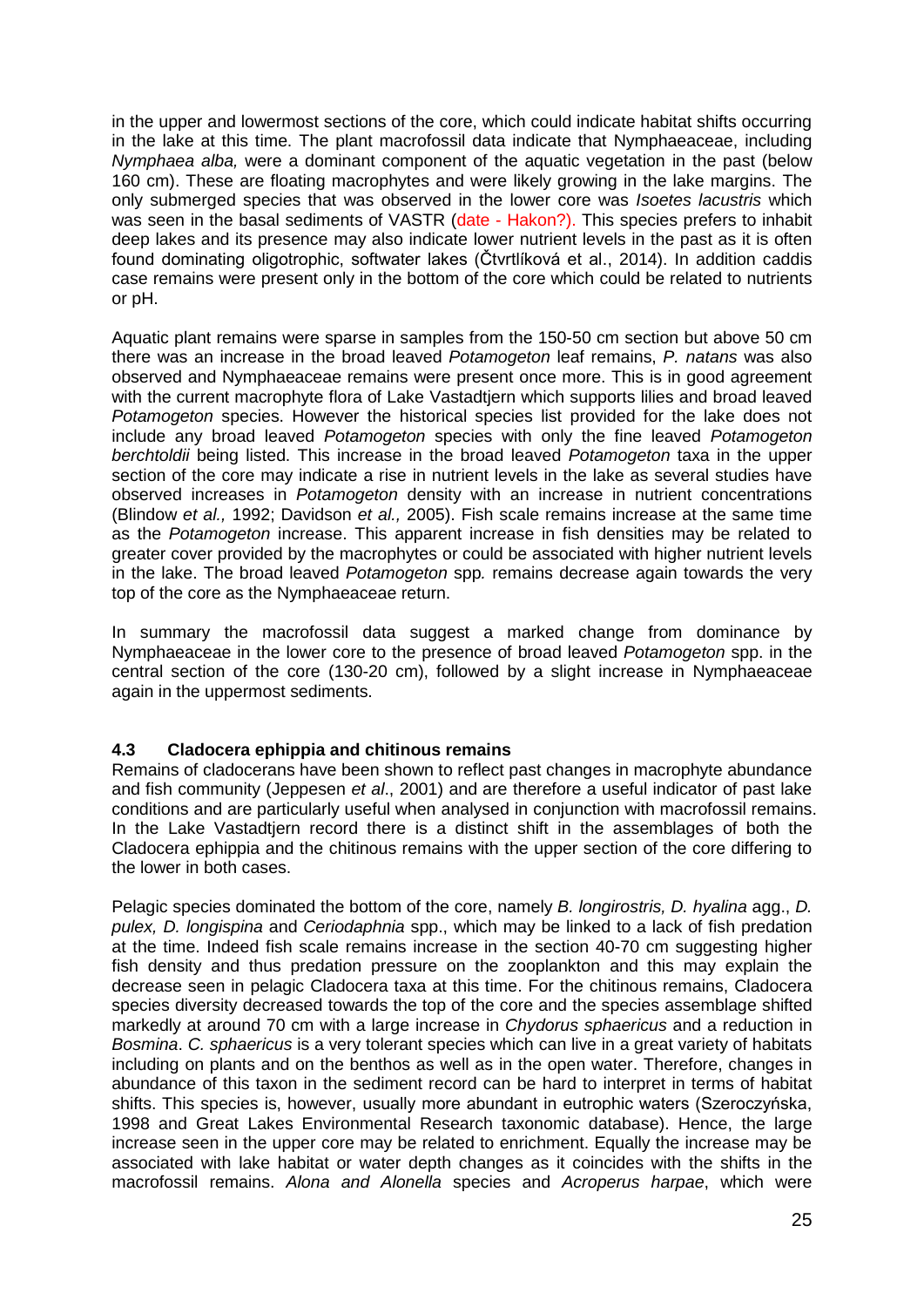in the upper and lowermost sections of the core, which could indicate habitat shifts occurring in the lake at this time. The plant macrofossil data indicate that Nymphaeaceae, including *Nymphaea alba,* were a dominant component of the aquatic vegetation in the past (below 160 cm). These are floating macrophytes and were likely growing in the lake margins. The only submerged species that was observed in the lower core was *Isoetes lacustris* which was seen in the basal sediments of VASTR (date - Hakon?). This species prefers to inhabit deep lakes and its presence may also indicate lower nutrient levels in the past as it is often found dominating oligotrophic, softwater lakes (Čtvrtlíková et al., 2014). In addition caddis case remains were present only in the bottom of the core which could be related to nutrients or pH.

Aquatic plant remains were sparse in samples from the 150-50 cm section but above 50 cm there was an increase in the broad leaved *Potamogeton* leaf remains, *P. natans* was also observed and Nymphaeaceae remains were present once more. This is in good agreement with the current macrophyte flora of Lake Vastadtjern which supports lilies and broad leaved *Potamogeton* species. However the historical species list provided for the lake does not include any broad leaved *Potamogeton* species with only the fine leaved *Potamogeton berchtoldii* being listed. This increase in the broad leaved *Potamogeton* taxa in the upper section of the core may indicate a rise in nutrient levels in the lake as several studies have observed increases in *Potamogeton* density with an increase in nutrient concentrations (Blindow *et al.,* 1992; Davidson *et al.,* 2005). Fish scale remains increase at the same time as the *Potamogeton* increase. This apparent increase in fish densities may be related to greater cover provided by the macrophytes or could be associated with higher nutrient levels in the lake. The broad leaved *Potamogeton* spp*.* remains decrease again towards the very top of the core as the Nymphaeaceae return.

In summary the macrofossil data suggest a marked change from dominance by Nymphaeaceae in the lower core to the presence of broad leaved *Potamogeton* spp. in the central section of the core (130-20 cm), followed by a slight increase in Nymphaeaceae again in the uppermost sediments.

### 4.3 Cladocera ephippia and chitinous remains

Remains of cladocerans have been shown to reflect past changes in macrophyte abundance and fish community (Jeppesen *et al*., 2001) and are therefore a useful indicator of past lake conditions and are particularly useful when analysed in conjunction with macrofossil remains. In the Lake Vastadtjern record there is a distinct shift in the assemblages of both the Cladocera ephippia and the chitinous remains with the upper section of the core differing to the lower in both cases.

Pelagic species dominated the bottom of the core, namely *B. longirostris, D. hyalina* agg., *D. pulex, D. longispina* and *Ceriodaphnia* spp., which may be linked to a lack of fish predation at the time. Indeed fish scale remains increase in the section 40-70 cm suggesting higher fish density and thus predation pressure on the zooplankton and this may explain the decrease seen in pelagic Cladocera taxa at this time. For the chitinous remains, Cladocera species diversity decreased towards the top of the core and the species assemblage shifted markedly at around 70 cm with a large increase in *Chydorus sphaericus* and a reduction in *Bosmina*. *C. sphaericus* is a very tolerant species which can live in a great variety of habitats including on plants and on the benthos as well as in the open water. Therefore, changes in abundance of this taxon in the sediment record can be hard to interpret in terms of habitat shifts. This species is, however, usually more abundant in eutrophic waters (Szeroczyńska, 1998 and Great Lakes Environmental Research taxonomic database). Hence, the large increase seen in the upper core may be related to enrichment. Equally the increase may be associated with lake habitat or water depth changes as it coincides with the shifts in the macrofossil remains. *Alona and Alonella* species and *Acroperus harpae*, which were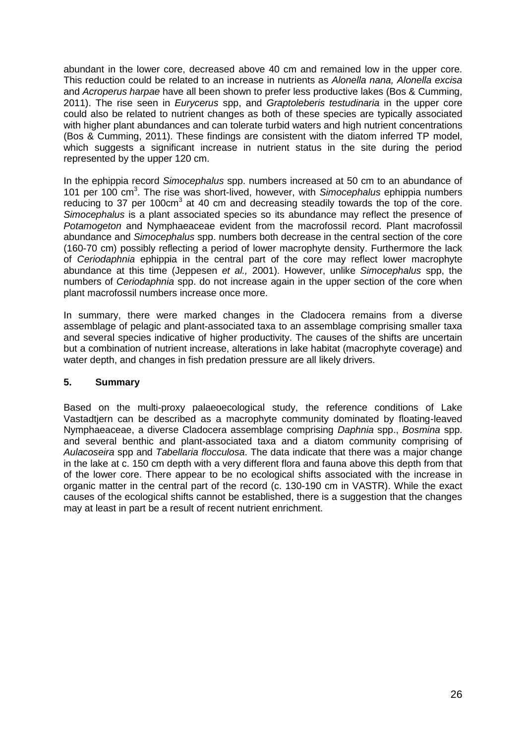abundant in the lower core, decreased above 40 cm and remained low in the upper core. This reduction could be related to an increase in nutrients as *Alonella nana, Alonella excisa* and *Acroperus harpae* have all been shown to prefer less productive lakes (Bos & Cumming, 2011). The rise seen in *Eurycerus* spp, and *Graptoleberis testudinaria* in the upper core could also be related to nutrient changes as both of these species are typically associated with higher plant abundances and can tolerate turbid waters and high nutrient concentrations (Bos & Cumming, 2011). These findings are consistent with the diatom inferred TP model, which suggests a significant increase in nutrient status in the site during the period represented by the upper 120 cm.

In the ephippia record *Simocephalus* spp. numbers increased at 50 cm to an abundance of 101 per 100 $cm^3$. The rise was short-lived, however, with *Simocephalus* ephippia numbers reducing to 37 per 100$cm^3$ at 40 cm and decreasing steadily towards the top of the core. *Simocephalus* is a plant associated species so its abundance may reflect the presence of *Potamogeton* and Nymphaeaceae evident from the macrofossil record. Plant macrofossil abundance and *Simocephalus* spp. numbers both decrease in the central section of the core (160-70 cm) possibly reflecting a period of lower macrophyte density. Furthermore the lack of *Ceriodaphnia* ephippia in the central part of the core may reflect lower macrophyte abundance at this time (Jeppesen *et al.,* 2001). However, unlike *Simocephalus* spp, the numbers of *Ceriodaphnia* spp. do not increase again in the upper section of the core when plant macrofossil numbers increase once more.

In summary, there were marked changes in the Cladocera remains from a diverse assemblage of pelagic and plant-associated taxa to an assemblage comprising smaller taxa and several species indicative of higher productivity. The causes of the shifts are uncertain but a combination of nutrient increase, alterations in lake habitat (macrophyte coverage) and water depth, and changes in fish predation pressure are all likely drivers.

## 5. Summary

Based on the multi-proxy palaeoecological study, the reference conditions of Lake Vastadtjern can be described as a macrophyte community dominated by floating-leaved Nymphaeaceae, a diverse Cladocera assemblage comprising *Daphnia* spp., *Bosmina* spp. and several benthic and plant-associated taxa and a diatom community comprising of *Aulacoseira* spp and *Tabellaria flocculosa*. The data indicate that there was a major change in the lake at c. 150 cm depth with a very different flora and fauna above this depth from that of the lower core. There appear to be no ecological shifts associated with the increase in organic matter in the central part of the record (c. 130-190 cm in VASTR). While the exact causes of the ecological shifts cannot be established, there is a suggestion that the changes may at least in part be a result of recent nutrient enrichment.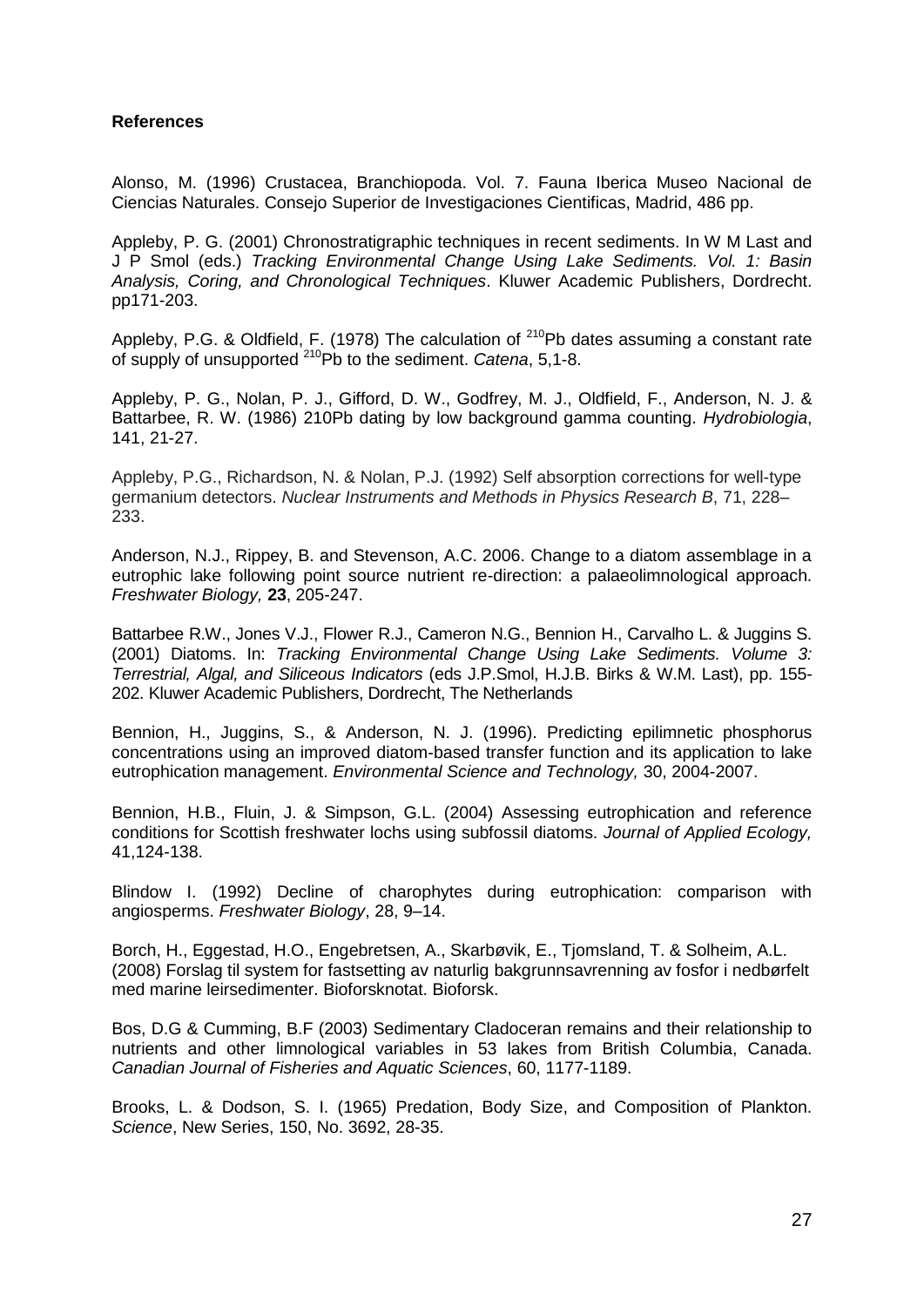**References**

Alonso, M. (1996) Crustacea, Branchiopoda. Vol. 7. Fauna Iberica Museo Nacional de Ciencias Naturales. Consejo Superior de Investigaciones Cientificas, Madrid, 486 pp.

Appleby, P. G. (2001) Chronostratigraphic techniques in recent sediments. In W M Last and J P Smol (eds.) *Tracking Environmental Change Using Lake Sediments. Vol. 1: Basin Analysis, Coring, and Chronological Techniques*. Kluwer Academic Publishers, Dordrecht. pp171-203.

Appleby, P.G. & Oldfield, F. (1978) The calculation of $^{210}$Pb dates assuming a constant rate of supply of unsupported $^{210}$Pb to the sediment. *Catena*, 5,1-8.

Appleby, P. G., Nolan, P. J., Gifford, D. W., Godfrey, M. J., Oldfield, F., Anderson, N. J. & Battarbee, R. W. (1986) 210Pb dating by low background gamma counting. *Hydrobiologia*, 141, 21-27.

Appleby, P.G., Richardson, N. & Nolan, P.J. (1992) Self absorption corrections for well-type germanium detectors. *Nuclear Instruments and Methods in Physics Research B*, 71, 228–233.

Anderson, N.J., Rippey, B. and Stevenson, A.C. 2006. Change to a diatom assemblage in a eutrophic lake following point source nutrient re-direction: a palaeolimnological approach. *Freshwater Biology,* **23**, 205-247.

Battarbee R.W., Jones V.J., Flower R.J., Cameron N.G., Bennion H., Carvalho L. & Juggins S. (2001) Diatoms. In: *Tracking Environmental Change Using Lake Sediments. Volume 3: Terrestrial, Algal, and Siliceous Indicators* (eds J.P.Smol, H.J.B. Birks & W.M. Last), pp. 155-202. Kluwer Academic Publishers, Dordrecht, The Netherlands

Bennion, H., Juggins, S., & Anderson, N. J. (1996). Predicting epilimnetic phosphorus concentrations using an improved diatom-based transfer function and its application to lake eutrophication management. *Environmental Science and Technology,* 30, 2004-2007.

Bennion, H.B., Fluin, J. & Simpson, G.L. (2004) Assessing eutrophication and reference conditions for Scottish freshwater lochs using subfossil diatoms. *Journal of Applied Ecology,* 41,124-138.

Blindow I. (1992) Decline of charophytes during eutrophication: comparison with angiosperms. *Freshwater Biology*, 28, 9–14.

Borch, H., Eggestad, H.O., Engebretsen, A., Skarbøvik, E., Tjomsland, T. & Solheim, A.L. (2008) Forslag til system for fastsetting av naturlig bakgrunnsavrenning av fosfor i nedbørfelt med marine leirsedimenter. Bioforsknotat. Bioforsk.

Bos, D.G & Cumming, B.F (2003) Sedimentary Cladoceran remains and their relationship to nutrients and other limnological variables in 53 lakes from British Columbia, Canada. *Canadian Journal of Fisheries and Aquatic Sciences*, 60, 1177-1189.

Brooks, L. & Dodson, S. I. (1965) Predation, Body Size, and Composition of Plankton. *Science*, New Series, 150, No. 3692, 28-35.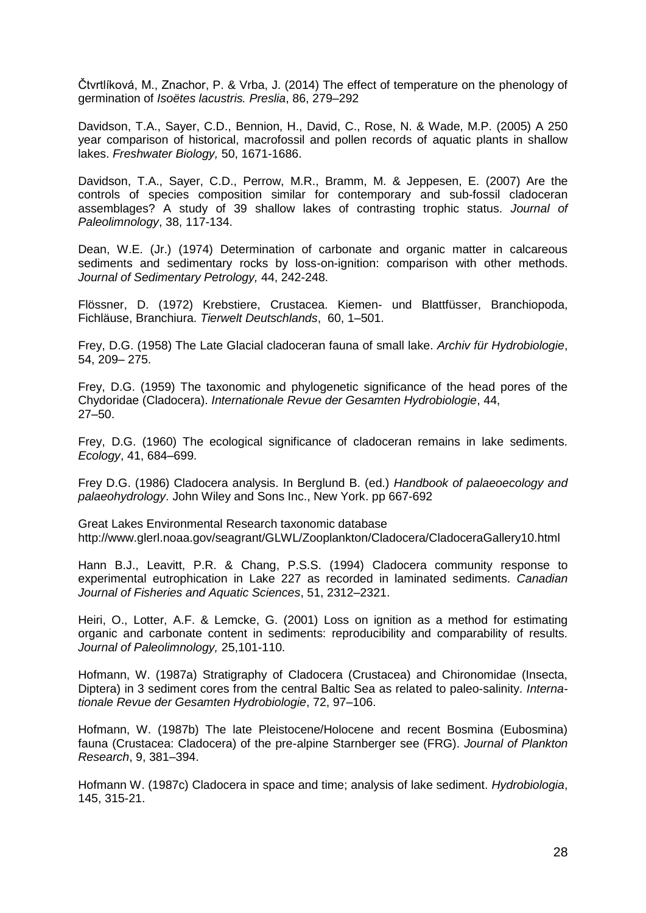Čtvrtlíková, M., Znachor, P. & Vrba, J. (2014) The effect of temperature on the phenology of germination of *Isoëtes lacustris. Preslia*, 86, 279–292

Davidson, T.A., Sayer, C.D., Bennion, H., David, C., Rose, N. & Wade, M.P. (2005) A 250 year comparison of historical, macrofossil and pollen records of aquatic plants in shallow lakes. *Freshwater Biology,* 50, 1671-1686.

Davidson, T.A., Sayer, C.D., Perrow, M.R., Bramm, M. & Jeppesen, E. (2007) Are the controls of species composition similar for contemporary and sub-fossil cladoceran assemblages? A study of 39 shallow lakes of contrasting trophic status. *Journal of Paleolimnology*, 38, 117-134.

Dean, W.E. (Jr.) (1974) Determination of carbonate and organic matter in calcareous sediments and sedimentary rocks by loss-on-ignition: comparison with other methods. *Journal of Sedimentary Petrology,* 44, 242-248.

Flössner, D. (1972) Krebstiere, Crustacea. Kiemen- und Blattfüsser, Branchiopoda, Fichläuse, Branchiura. *Tierwelt Deutschlands*, 60, 1–501.

Frey, D.G. (1958) The Late Glacial cladoceran fauna of small lake. *Archiv für Hydrobiologie*, 54, 209– 275.

Frey, D.G. (1959) The taxonomic and phylogenetic significance of the head pores of the Chydoridae (Cladocera). *Internationale Revue der Gesamten Hydrobiologie*, 44, 27–50.

Frey, D.G. (1960) The ecological significance of cladoceran remains in lake sediments. *Ecology*, 41, 684–699.

Frey D.G. (1986) Cladocera analysis. In Berglund B. (ed.) *Handbook of palaeoecology and palaeohydrology*. John Wiley and Sons Inc., New York. pp 667-692

Great Lakes Environmental Research taxonomic database http://www.glerl.noaa.gov/seagrant/GLWL/Zooplankton/Cladocera/CladoceraGallery10.html

Hann B.J., Leavitt, P.R. & Chang, P.S.S. (1994) Cladocera community response to experimental eutrophication in Lake 227 as recorded in laminated sediments. *Canadian Journal of Fisheries and Aquatic Sciences*, 51, 2312–2321.

Heiri, O., Lotter, A.F. & Lemcke, G. (2001) Loss on ignition as a method for estimating organic and carbonate content in sediments: reproducibility and comparability of results. *Journal of Paleolimnology,* 25,101-110.

Hofmann, W. (1987a) Stratigraphy of Cladocera (Crustacea) and Chironomidae (Insecta, Diptera) in 3 sediment cores from the central Baltic Sea as related to paleo-salinity. *Internationale Revue der Gesamten Hydrobiologie*, 72, 97–106.

Hofmann, W. (1987b) The late Pleistocene/Holocene and recent Bosmina (Eubosmina) fauna (Crustacea: Cladocera) of the pre-alpine Starnberger see (FRG). *Journal of Plankton Research*, 9, 381–394.

Hofmann W. (1987c) Cladocera in space and time; analysis of lake sediment. *Hydrobiologia*, 145, 315-21.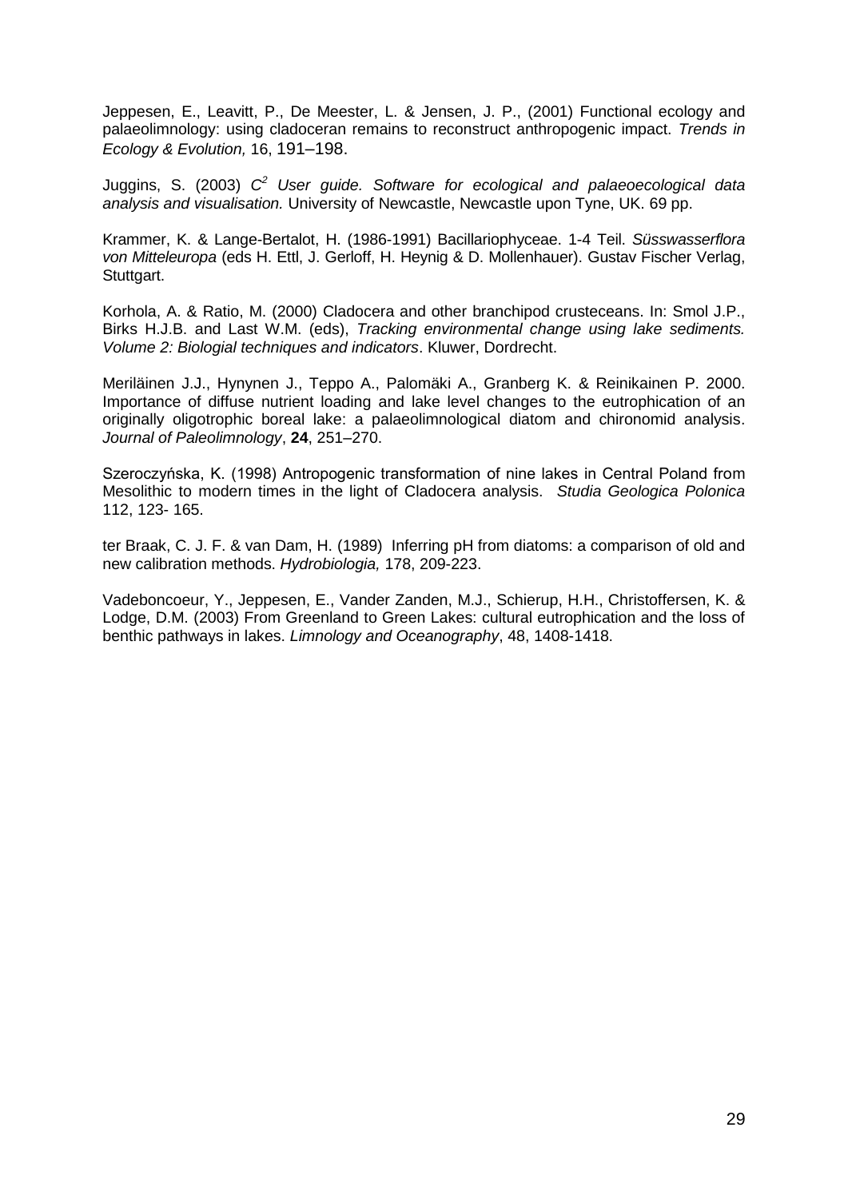Jeppesen, E., Leavitt, P., De Meester, L. & Jensen, J. P., (2001) Functional ecology and palaeolimnology: using cladoceran remains to reconstruct anthropogenic impact. *Trends in Ecology & Evolution,* 16, 191–198.

Juggins, S. (2003) *$C^2$ User guide. Software for ecological and palaeoecological data analysis and visualisation.* University of Newcastle, Newcastle upon Tyne, UK. 69 pp.

Krammer, K. & Lange-Bertalot, H. (1986-1991) Bacillariophyceae. 1-4 Teil. *Süsswasserflora von Mitteleuropa* (eds H. Ettl, J. Gerloff, H. Heynig & D. Mollenhauer). Gustav Fischer Verlag, Stuttgart.

Korhola, A. & Ratio, M. (2000) Cladocera and other branchipod crusteceans. In: Smol J.P., Birks H.J.B. and Last W.M. (eds), *Tracking environmental change using lake sediments. Volume 2: Biologial techniques and indicators*. Kluwer, Dordrecht.

Meriläinen J.J., Hynynen J., Teppo A., Palomäki A., Granberg K. & Reinikainen P. 2000. Importance of diffuse nutrient loading and lake level changes to the eutrophication of an originally oligotrophic boreal lake: a palaeolimnological diatom and chironomid analysis. *Journal of Paleolimnology*, **24**, 251–270.

Szeroczyńska, K. (1998) Antropogenic transformation of nine lakes in Central Poland from Mesolithic to modern times in the light of Cladocera analysis. *Studia Geologica Polonica* 112, 123- 165.

ter Braak, C. J. F. & van Dam, H. (1989) Inferring pH from diatoms: a comparison of old and new calibration methods. *Hydrobiologia,* 178, 209-223.

Vadeboncoeur, Y., Jeppesen, E., Vander Zanden, M.J., Schierup, H.H., Christoffersen, K. & Lodge, D.M. (2003) From Greenland to Green Lakes: cultural eutrophication and the loss of benthic pathways in lakes. *Limnology and Oceanography*, 48, 1408-1418.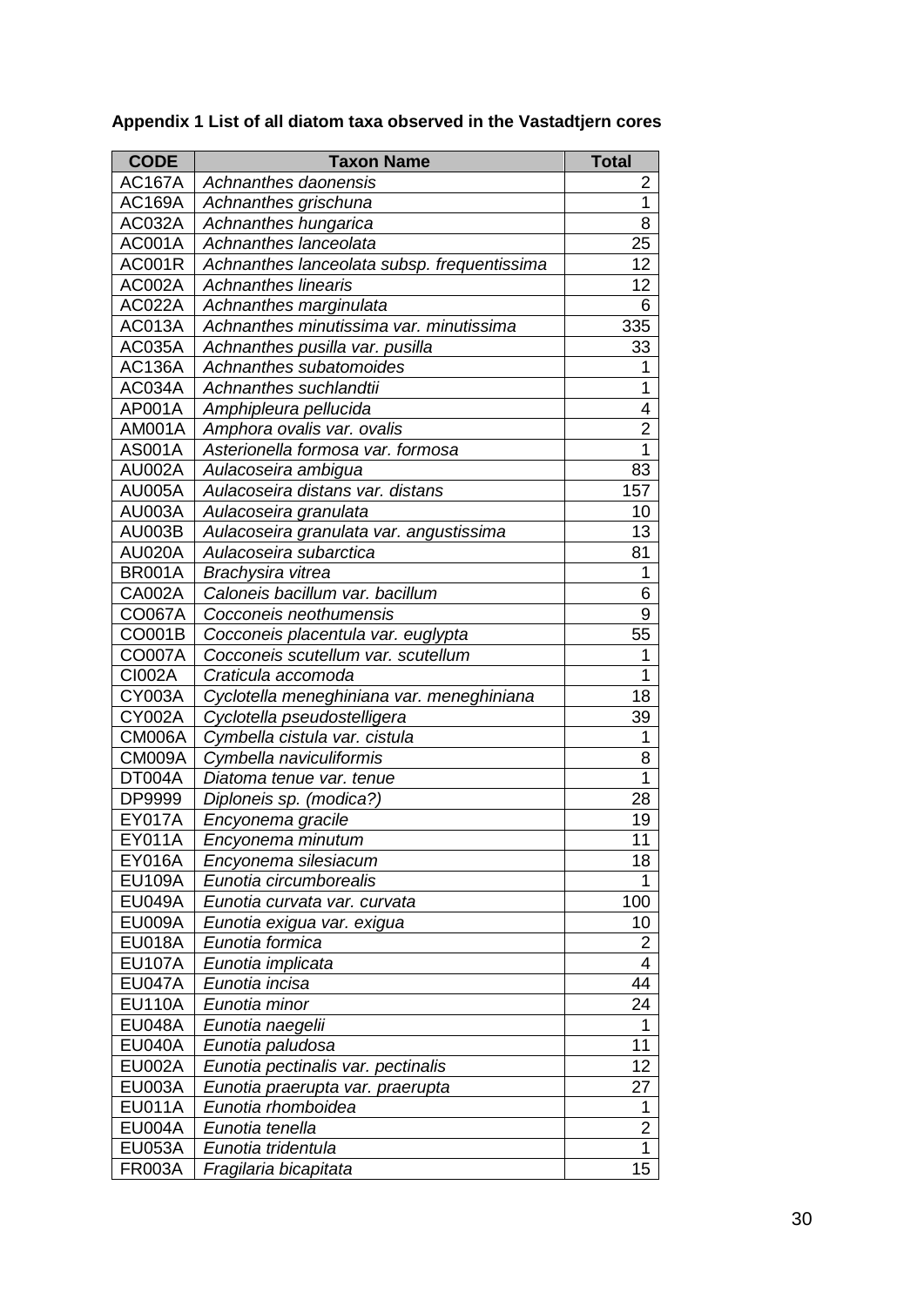**Appendix 1 List of all diatom taxa observed in the Vastadtjern cores**

| CODE | Taxon Name | Total |
|---|---|---|
| AC167A | *Achnanthes daonensis* | 2 |
| AC169A | *Achnanthes grischuna* | 1 |
| AC032A | *Achnanthes hungarica* | 8 |
| AC001A | *Achnanthes lanceolata* | 25 |
| AC001R | *Achnanthes lanceolata subsp. frequentissima* | 12 |
| AC002A | *Achnanthes linearis* | 12 |
| AC022A | *Achnanthes marginulata* | 6 |
| AC013A | *Achnanthes minutissima var. minutissima* | 335 |
| AC035A | *Achnanthes pusilla var. pusilla* | 33 |
| AC136A | *Achnanthes subatomoides* | 1 |
| AC034A | *Achnanthes suchlandtii* | 1 |
| AP001A | *Amphipleura pellucida* | 4 |
| AM001A | *Amphora ovalis var. ovalis* | 2 |
| AS001A | *Asterionella formosa var. formosa* | 1 |
| AU002A | *Aulacoseira ambigua* | 83 |
| AU005A | *Aulacoseira distans var. distans* | 157 |
| AU003A | *Aulacoseira granulata* | 10 |
| AU003B | *Aulacoseira granulata var. angustissima* | 13 |
| AU020A | *Aulacoseira subarctica* | 81 |
| BR001A | *Brachysira vitrea* | 1 |
| CA002A | *Caloneis bacillum var. bacillum* | 6 |
| CO067A | *Cocconeis neothumensis* | 9 |
| CO001B | *Cocconeis placentula var. euglypta* | 55 |
| CO007A | *Cocconeis scutellum var. scutellum* | 1 |
| CI002A | *Craticula accomoda* | 1 |
| CY003A | *Cyclotella meneghiniana var. meneghiniana* | 18 |
| CY002A | *Cyclotella pseudostelligera* | 39 |
| CM006A | *Cymbella cistula var. cistula* | 1 |
| CM009A | *Cymbella naviculiformis* | 8 |
| DT004A | *Diatoma tenue var. tenue* | 1 |
| DP9999 | *Diploneis sp. (modica?)* | 28 |
| EY017A | *Encyonema gracile* | 19 |
| EY011A | *Encyonema minutum* | 11 |
| EY016A | *Encyonema silesiacum* | 18 |
| EU109A | *Eunotia circumborealis* | 1 |
| EU049A | *Eunotia curvata var. curvata* | 100 |
| EU009A | *Eunotia exigua var. exigua* | 10 |
| EU018A | *Eunotia formica* | 2 |
| EU107A | *Eunotia implicata* | 4 |
| EU047A | *Eunotia incisa* | 44 |
| EU110A | *Eunotia minor* | 24 |
| EU048A | *Eunotia naegelii* | 1 |
| EU040A | *Eunotia paludosa* | 11 |
| EU002A | *Eunotia pectinalis var. pectinalis* | 12 |
| EU003A | *Eunotia praerupta var. praerupta* | 27 |
| EU011A | *Eunotia rhomboidea* | 1 |
| EU004A | *Eunotia tenella* | 2 |
| EU053A | *Eunotia tridentula* | 1 |
| FR003A | *Fragilaria bicapitata* | 15 |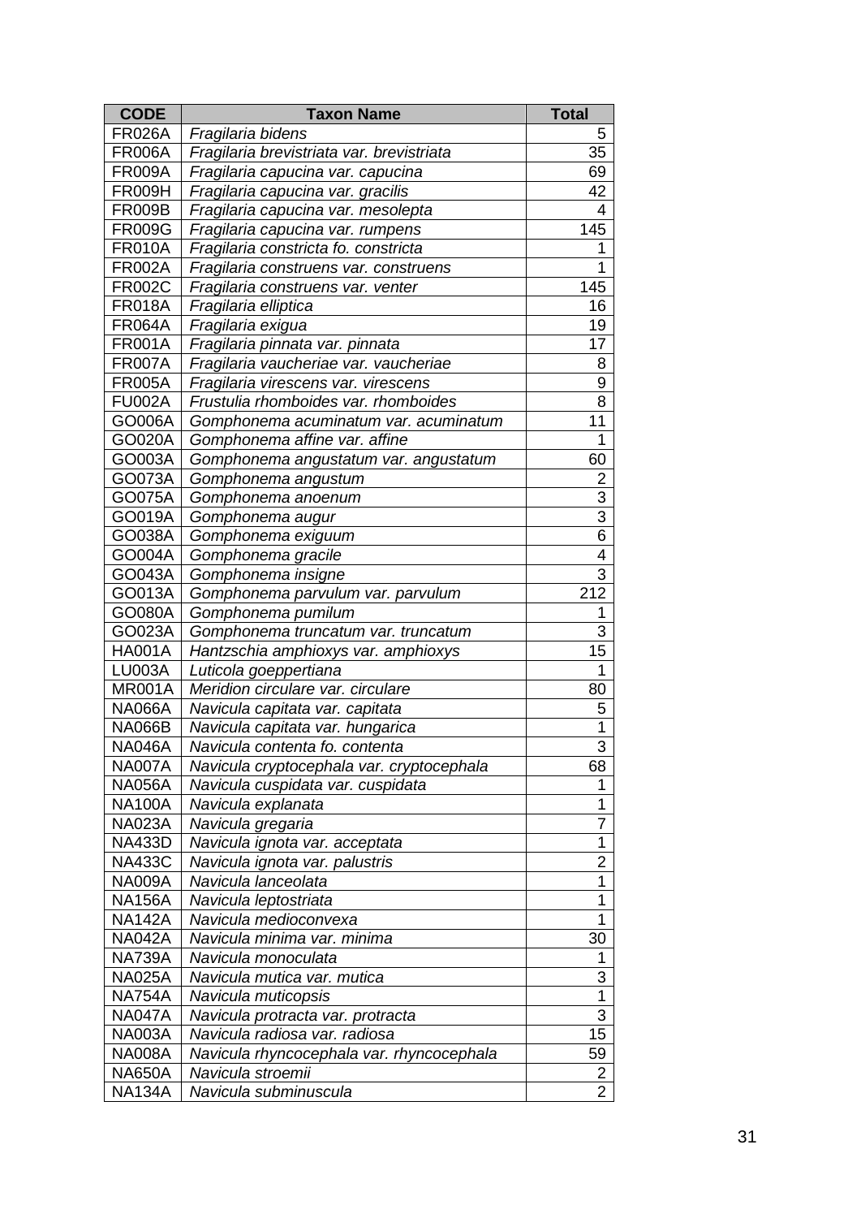| CODE | Taxon Name | Total |
|---|---|---|
| FR026A | *Fragilaria bidens* | 5 |
| FR006A | *Fragilaria brevistriata var. brevistriata* | 35 |
| FR009A | *Fragilaria capucina var. capucina* | 69 |
| FR009H | *Fragilaria capucina var. gracilis* | 42 |
| FR009B | *Fragilaria capucina var. mesolepta* | 4 |
| FR009G | *Fragilaria capucina var. rumpens* | 145 |
| FR010A | *Fragilaria constricta fo. constricta* | 1 |
| FR002A | *Fragilaria construens var. construens* | 1 |
| FR002C | *Fragilaria construens var. venter* | 145 |
| FR018A | *Fragilaria elliptica* | 16 |
| FR064A | *Fragilaria exigua* | 19 |
| FR001A | *Fragilaria pinnata var. pinnata* | 17 |
| FR007A | *Fragilaria vaucheriae var. vaucheriae* | 8 |
| FR005A | *Fragilaria virescens var. virescens* | 9 |
| FU002A | *Frustulia rhomboides var. rhomboides* | 8 |
| GO006A | *Gomphonema acuminatum var. acuminatum* | 11 |
| GO020A | *Gomphonema affine var. affine* | 1 |
| GO003A | *Gomphonema angustatum var. angustatum* | 60 |
| GO073A | *Gomphonema angustum* | 2 |
| GO075A | *Gomphonema anoenum* | 3 |
| GO019A | *Gomphonema augur* | 3 |
| GO038A | *Gomphonema exiguum* | 6 |
| GO004A | *Gomphonema gracile* | 4 |
| GO043A | *Gomphonema insigne* | 3 |
| GO013A | *Gomphonema parvulum var. parvulum* | 212 |
| GO080A | *Gomphonema pumilum* | 1 |
| GO023A | *Gomphonema truncatum var. truncatum* | 3 |
| HA001A | *Hantzschia amphioxys var. amphioxys* | 15 |
| LU003A | *Luticola goeppertiana* | 1 |
| MR001A | *Meridion circulare var. circulare* | 80 |
| NA066A | *Navicula capitata var. capitata* | 5 |
| NA066B | *Navicula capitata var. hungarica* | 1 |
| NA046A | *Navicula contenta fo. contenta* | 3 |
| NA007A | *Navicula cryptocephala var. cryptocephala* | 68 |
| NA056A | *Navicula cuspidata var. cuspidata* | 1 |
| NA100A | *Navicula explanata* | 1 |
| NA023A | *Navicula gregaria* | 7 |
| NA433D | *Navicula ignota var. acceptata* | 1 |
| NA433C | *Navicula ignota var. palustris* | 2 |
| NA009A | *Navicula lanceolata* | 1 |
| NA156A | *Navicula leptostriata* | 1 |
| NA142A | *Navicula medioconvexa* | 1 |
| NA042A | *Navicula minima var. minima* | 30 |
| NA739A | *Navicula monoculata* | 1 |
| NA025A | *Navicula mutica var. mutica* | 3 |
| NA754A | *Navicula muticopsis* | 1 |
| NA047A | *Navicula protracta var. protracta* | 3 |
| NA003A | *Navicula radiosa var. radiosa* | 15 |
| NA008A | *Navicula rhyncocephala var. rhyncocephala* | 59 |
| NA650A | *Navicula stroemii* | 2 |
| NA134A | *Navicula subminuscula* | 2 |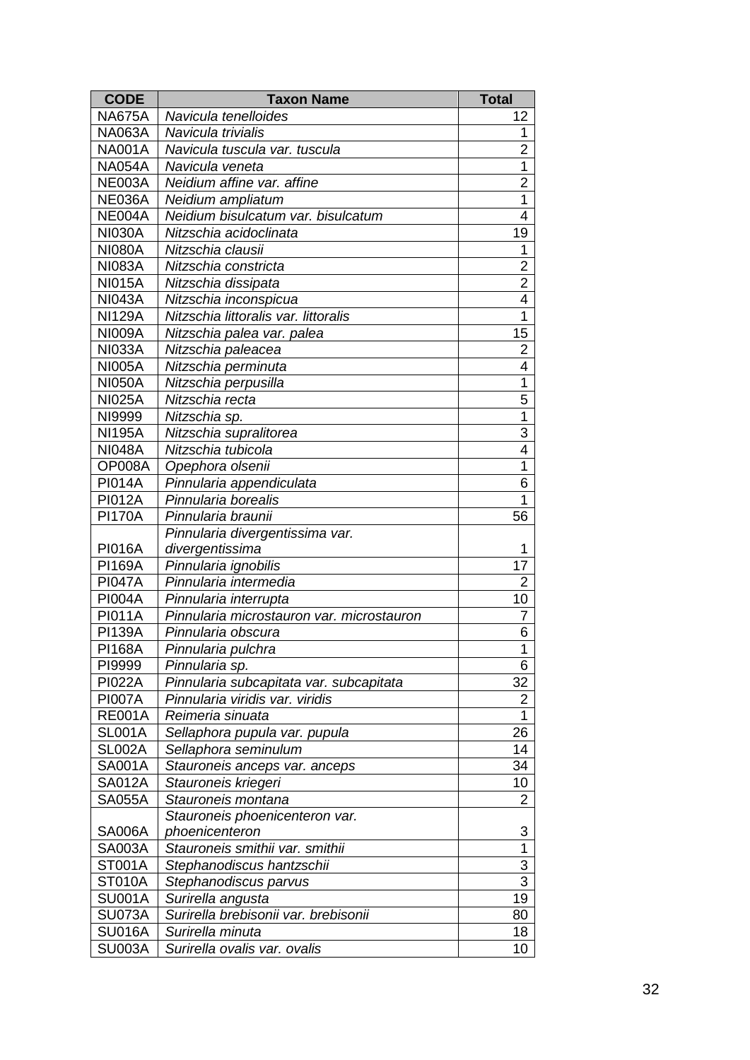| CODE | Taxon Name | Total |
| --- | --- | --- |
| NA675A | *Navicula tenelloides* | 12 |
| NA063A | *Navicula trivialis* | 1 |
| NA001A | *Navicula tuscula var. tuscula* | 2 |
| NA054A | *Navicula veneta* | 1 |
| NE003A | *Neidium affine var. affine* | 2 |
| NE036A | *Neidium ampliatum* | 1 |
| NE004A | *Neidium bisulcatum var. bisulcatum* | 4 |
| NI030A | *Nitzschia acidoclinata* | 19 |
| NI080A | *Nitzschia clausii* | 1 |
| NI083A | *Nitzschia constricta* | 2 |
| NI015A | *Nitzschia dissipata* | 2 |
| NI043A | *Nitzschia inconspicua* | 4 |
| NI129A | *Nitzschia littoralis var. littoralis* | 1 |
| NI009A | *Nitzschia palea var. palea* | 15 |
| NI033A | *Nitzschia paleacea* | 2 |
| NI005A | *Nitzschia perminuta* | 4 |
| NI050A | *Nitzschia perpusilla* | 1 |
| NI025A | *Nitzschia recta* | 5 |
| NI9999 | *Nitzschia sp.* | 1 |
| NI195A | *Nitzschia supralitorea* | 3 |
| NI048A | *Nitzschia tubicola* | 4 |
| OP008A | *Opephora olsenii* | 1 |
| PI014A | *Pinnularia appendiculata* | 6 |
| PI012A | *Pinnularia borealis* | 1 |
| PI170A | *Pinnularia braunii* | 56 |
| PI016A | *Pinnularia divergentissima var. divergentissima* | 1 |
| PI169A | *Pinnularia ignobilis* | 17 |
| PI047A | *Pinnularia intermedia* | 2 |
| PI004A | *Pinnularia interrupta* | 10 |
| PI011A | *Pinnularia microstauron var. microstauron* | 7 |
| PI139A | *Pinnularia obscura* | 6 |
| PI168A | *Pinnularia pulchra* | 1 |
| PI9999 | *Pinnularia sp.* | 6 |
| PI022A | *Pinnularia subcapitata var. subcapitata* | 32 |
| PI007A | *Pinnularia viridis var. viridis* | 2 |
| RE001A | *Reimeria sinuata* | 1 |
| SL001A | *Sellaphora pupula var. pupula* | 26 |
| SL002A | *Sellaphora seminulum* | 14 |
| SA001A | *Stauroneis anceps var. anceps* | 34 |
| SA012A | *Stauroneis kriegeri* | 10 |
| SA055A | *Stauroneis montana* | 2 |
| SA006A | *Stauroneis phoenicenteron var. phoenicenteron* | 3 |
| SA003A | *Stauroneis smithii var. smithii* | 1 |
| ST001A | *Stephanodiscus hantzschii* | 3 |
| ST010A | *Stephanodiscus parvus* | 3 |
| SU001A | *Surirella angusta* | 19 |
| SU073A | *Surirella brebisonii var. brebisonii* | 80 |
| SU016A | *Surirella minuta* | 18 |
| SU003A | *Surirella ovalis var. ovalis* | 10 |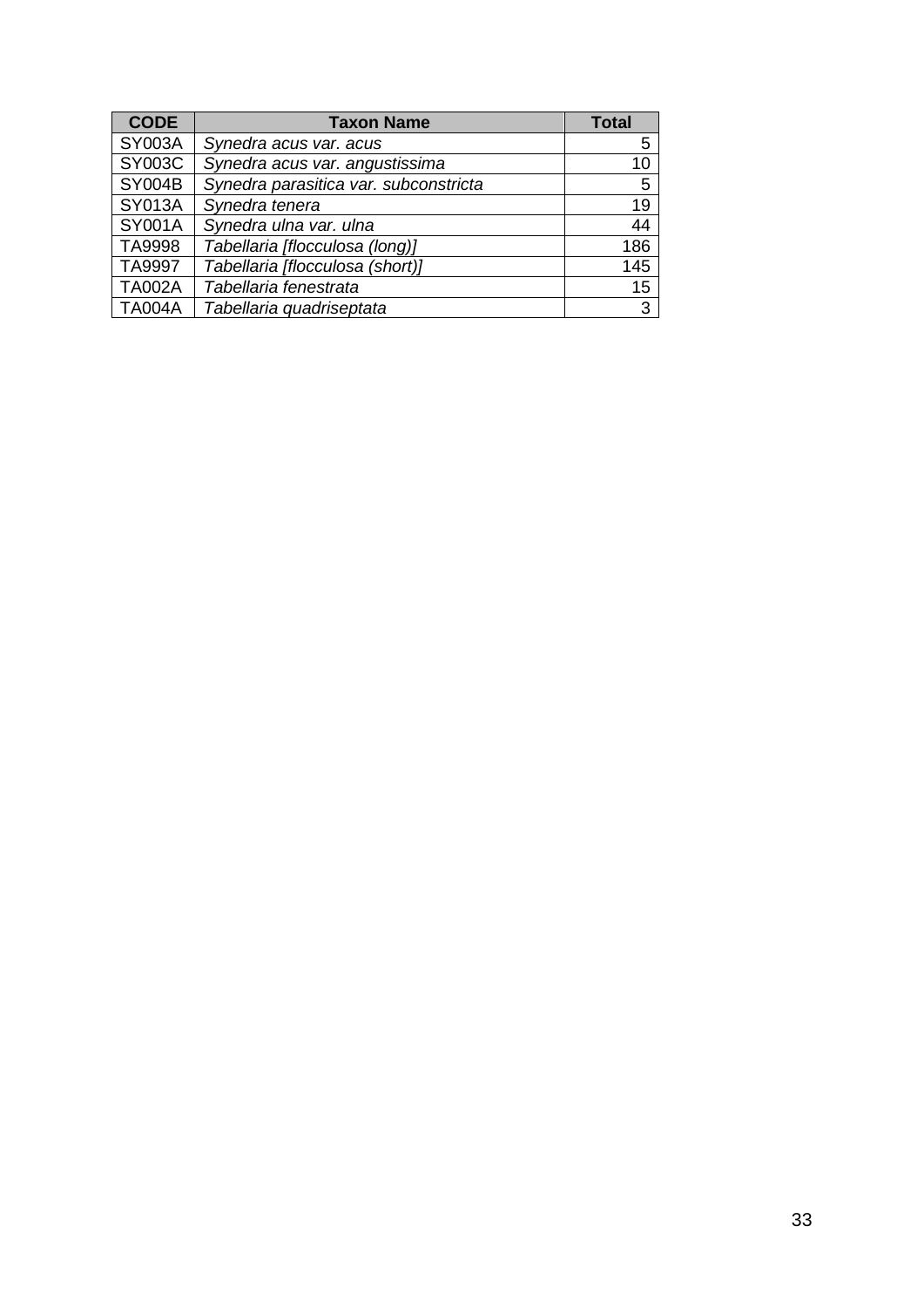| CODE | Taxon Name | Total |
|---|---|---|
| SY003A | *Synedra acus var. acus* | 5 |
| SY003C | *Synedra acus var. angustissima* | 10 |
| SY004B | *Synedra parasitica var. subconstricta* | 5 |
| SY013A | *Synedra tenera* | 19 |
| SY001A | *Synedra ulna var. ulna* | 44 |
| TA9998 | *Tabellaria [flocculosa (long)]* | 186 |
| TA9997 | *Tabellaria [flocculosa (short)]* | 145 |
| TA002A | *Tabellaria fenestrata* | 15 |
| TA004A | *Tabellaria quadriseptata* | 3 |